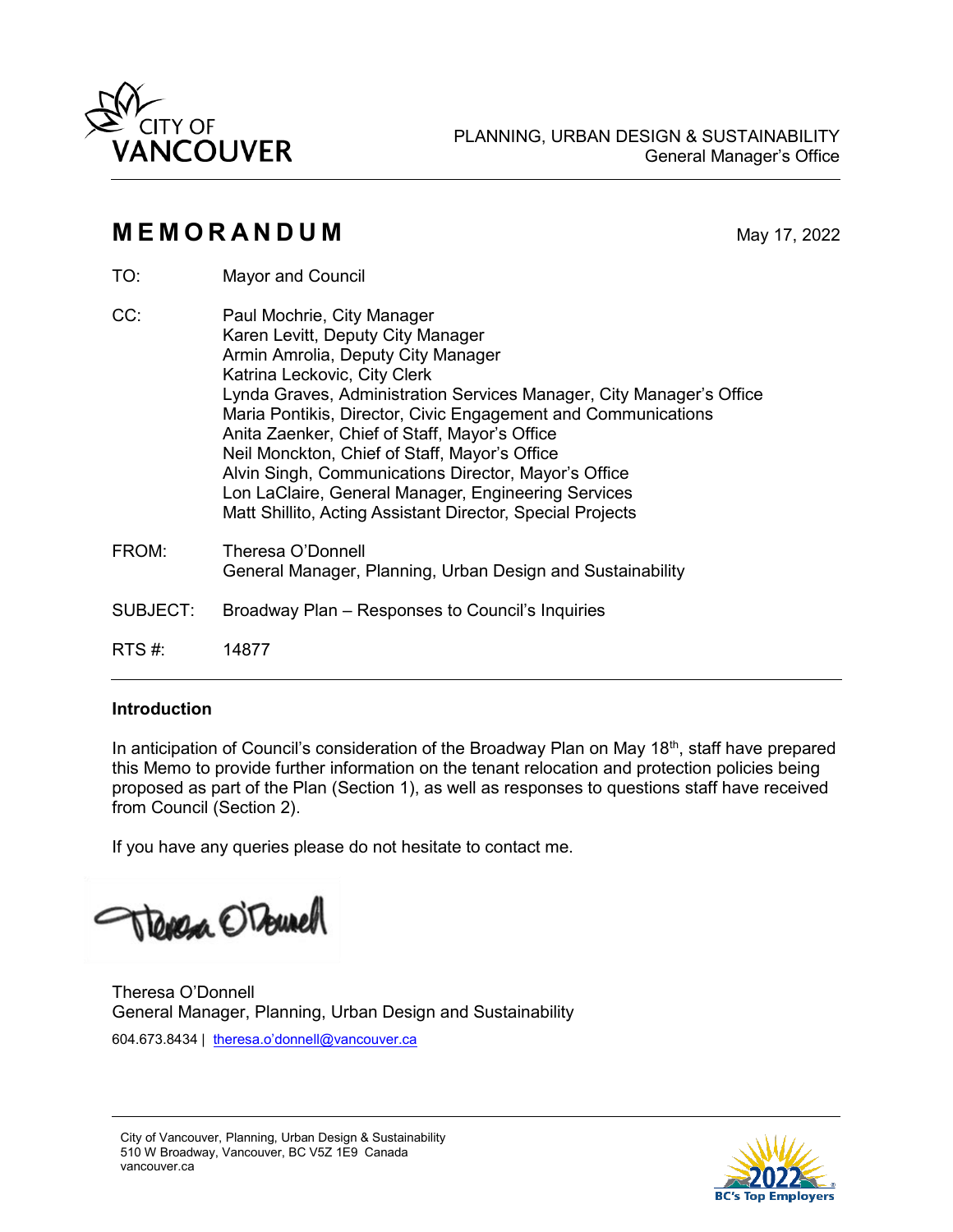CITY OF VANCOUVER

PLANNING, URBAN DESIGN & SUSTAINABILITY
General Manager's Office

# MEMORANDUM

May 17, 2022

TO: Mayor and Council

CC: Paul Mochrie, City Manager
Karen Levitt, Deputy City Manager
Armin Amrolia, Deputy City Manager
Katrina Leckovic, City Clerk
Lynda Graves, Administration Services Manager, City Manager's Office
Maria Pontikis, Director, Civic Engagement and Communications
Anita Zaenker, Chief of Staff, Mayor's Office
Neil Monckton, Chief of Staff, Mayor's Office
Alvin Singh, Communications Director, Mayor's Office
Lon LaClaire, General Manager, Engineering Services
Matt Shillito, Acting Assistant Director, Special Projects

FROM: Theresa O'Donnell
General Manager, Planning, Urban Design and Sustainability

SUBJECT: Broadway Plan – Responses to Council's Inquiries

RTS #: 14877

**Introduction**

In anticipation of Council's consideration of the Broadway Plan on May 18th, staff have prepared this Memo to provide further information on the tenant relocation and protection policies being proposed as part of the Plan (Section 1), as well as responses to questions staff have received from Council (Section 2).

If you have any queries please do not hesitate to contact me.

Theresa O'Donnell
General Manager, Planning, Urban Design and Sustainability
604.673.8434 | theresa.o'donnell@vancouver.ca

City of Vancouver, Planning, Urban Design & Sustainability
510 W Broadway, Vancouver, BC V5Z 1E9 Canada
vancouver.ca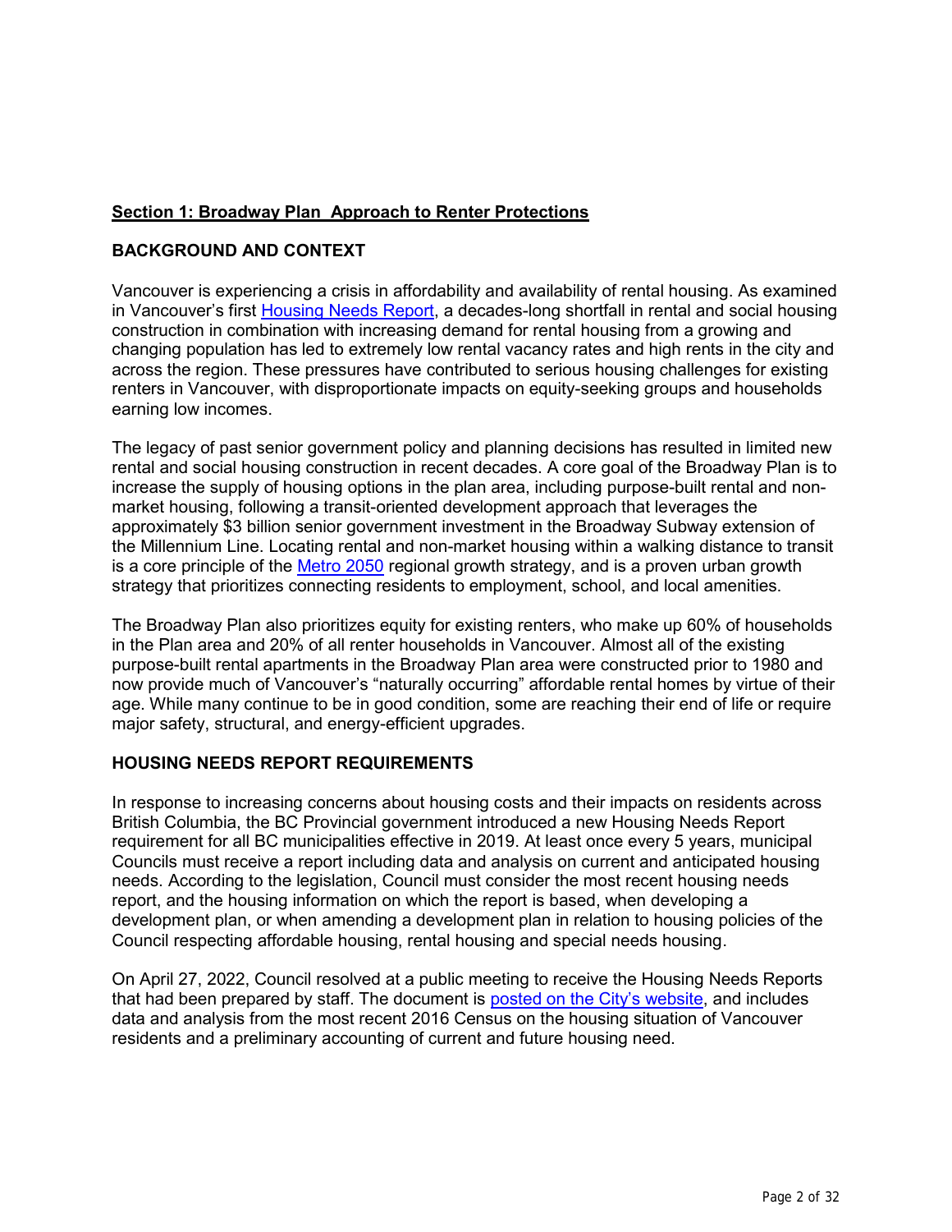## Section 1: Broadway Plan Approach to Renter Protections

### BACKGROUND AND CONTEXT

Vancouver is experiencing a crisis in affordability and availability of rental housing. As examined in Vancouver's first Housing Needs Report, a decades-long shortfall in rental and social housing construction in combination with increasing demand for rental housing from a growing and changing population has led to extremely low rental vacancy rates and high rents in the city and across the region. These pressures have contributed to serious housing challenges for existing renters in Vancouver, with disproportionate impacts on equity-seeking groups and households earning low incomes.

The legacy of past senior government policy and planning decisions has resulted in limited new rental and social housing construction in recent decades. A core goal of the Broadway Plan is to increase the supply of housing options in the plan area, including purpose-built rental and non-market housing, following a transit-oriented development approach that leverages the approximately $3 billion senior government investment in the Broadway Subway extension of the Millennium Line. Locating rental and non-market housing within a walking distance to transit is a core principle of the Metro 2050 regional growth strategy, and is a proven urban growth strategy that prioritizes connecting residents to employment, school, and local amenities.

The Broadway Plan also prioritizes equity for existing renters, who make up 60% of households in the Plan area and 20% of all renter households in Vancouver. Almost all of the existing purpose-built rental apartments in the Broadway Plan area were constructed prior to 1980 and now provide much of Vancouver's "naturally occurring" affordable rental homes by virtue of their age. While many continue to be in good condition, some are reaching their end of life or require major safety, structural, and energy-efficient upgrades.

### HOUSING NEEDS REPORT REQUIREMENTS

In response to increasing concerns about housing costs and their impacts on residents across British Columbia, the BC Provincial government introduced a new Housing Needs Report requirement for all BC municipalities effective in 2019. At least once every 5 years, municipal Councils must receive a report including data and analysis on current and anticipated housing needs. According to the legislation, Council must consider the most recent housing needs report, and the housing information on which the report is based, when developing a development plan, or when amending a development plan in relation to housing policies of the Council respecting affordable housing, rental housing and special needs housing.

On April 27, 2022, Council resolved at a public meeting to receive the Housing Needs Reports that had been prepared by staff. The document is posted on the City's website, and includes data and analysis from the most recent 2016 Census on the housing situation of Vancouver residents and a preliminary accounting of current and future housing need.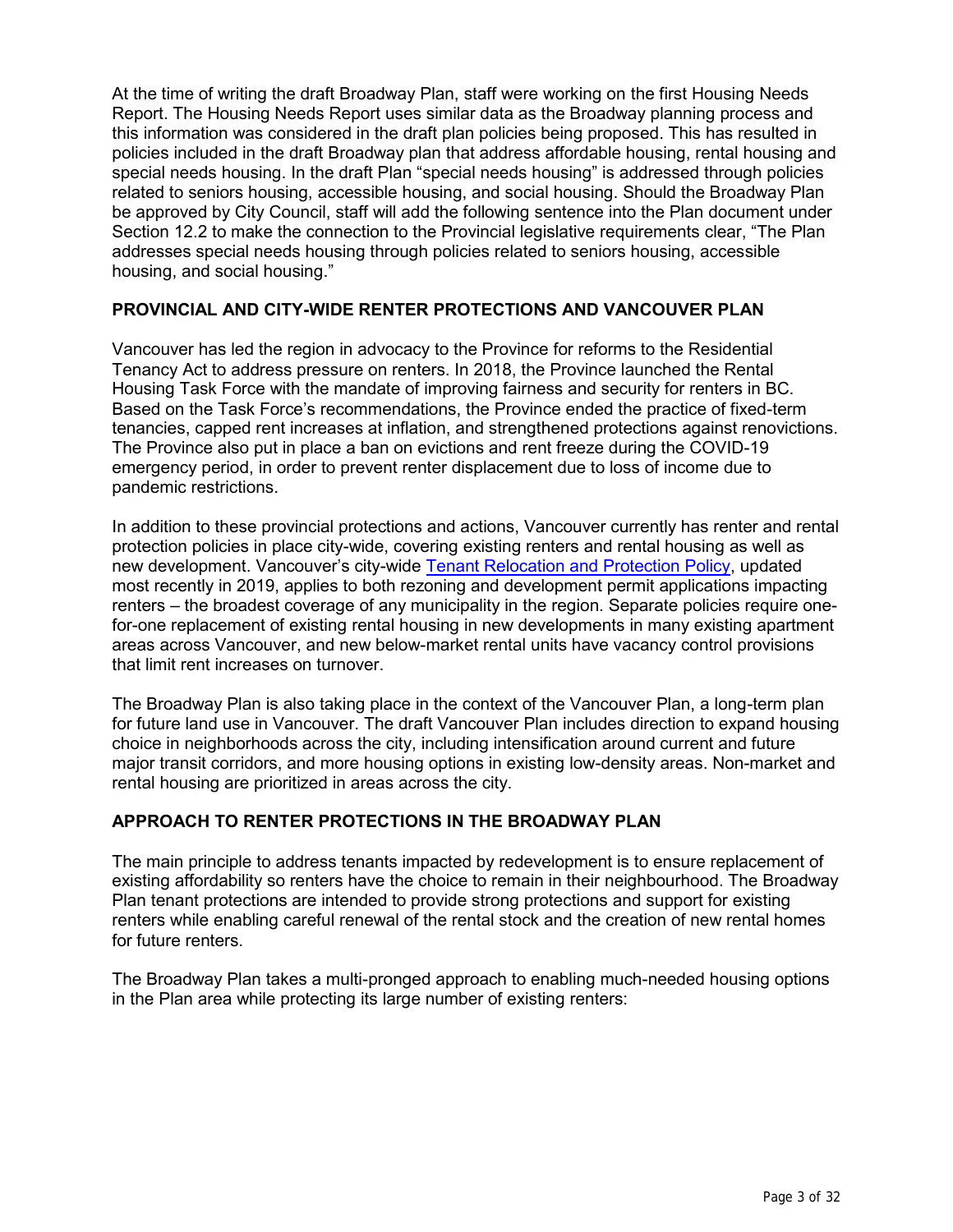At the time of writing the draft Broadway Plan, staff were working on the first Housing Needs Report. The Housing Needs Report uses similar data as the Broadway planning process and this information was considered in the draft plan policies being proposed. This has resulted in policies included in the draft Broadway plan that address affordable housing, rental housing and special needs housing. In the draft Plan "special needs housing" is addressed through policies related to seniors housing, accessible housing, and social housing. Should the Broadway Plan be approved by City Council, staff will add the following sentence into the Plan document under Section 12.2 to make the connection to the Provincial legislative requirements clear, "The Plan addresses special needs housing through policies related to seniors housing, accessible housing, and social housing."

## PROVINCIAL AND CITY-WIDE RENTER PROTECTIONS AND VANCOUVER PLAN

Vancouver has led the region in advocacy to the Province for reforms to the Residential Tenancy Act to address pressure on renters. In 2018, the Province launched the Rental Housing Task Force with the mandate of improving fairness and security for renters in BC. Based on the Task Force's recommendations, the Province ended the practice of fixed-term tenancies, capped rent increases at inflation, and strengthened protections against renovictions. The Province also put in place a ban on evictions and rent freeze during the COVID-19 emergency period, in order to prevent renter displacement due to loss of income due to pandemic restrictions.

In addition to these provincial protections and actions, Vancouver currently has renter and rental protection policies in place city-wide, covering existing renters and rental housing as well as new development. Vancouver's city-wide Tenant Relocation and Protection Policy, updated most recently in 2019, applies to both rezoning and development permit applications impacting renters – the broadest coverage of any municipality in the region. Separate policies require one-for-one replacement of existing rental housing in new developments in many existing apartment areas across Vancouver, and new below-market rental units have vacancy control provisions that limit rent increases on turnover.

The Broadway Plan is also taking place in the context of the Vancouver Plan, a long-term plan for future land use in Vancouver. The draft Vancouver Plan includes direction to expand housing choice in neighborhoods across the city, including intensification around current and future major transit corridors, and more housing options in existing low-density areas. Non-market and rental housing are prioritized in areas across the city.

## APPROACH TO RENTER PROTECTIONS IN THE BROADWAY PLAN

The main principle to address tenants impacted by redevelopment is to ensure replacement of existing affordability so renters have the choice to remain in their neighbourhood. The Broadway Plan tenant protections are intended to provide strong protections and support for existing renters while enabling careful renewal of the rental stock and the creation of new rental homes for future renters.

The Broadway Plan takes a multi-pronged approach to enabling much-needed housing options in the Plan area while protecting its large number of existing renters: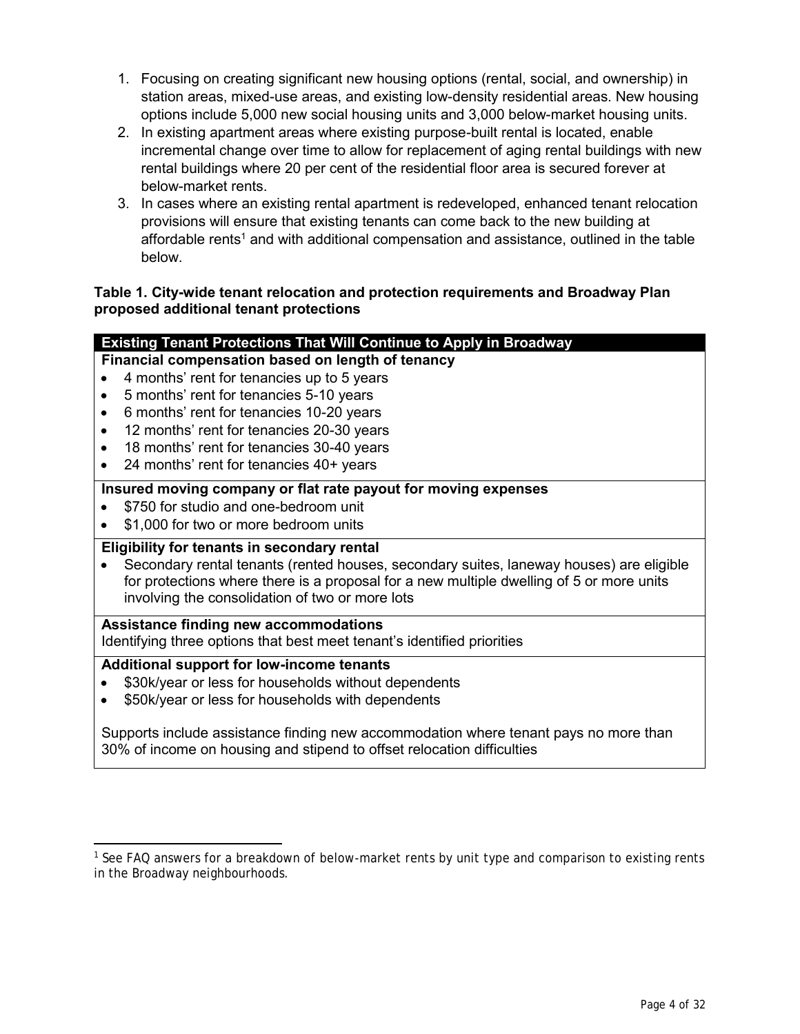1. Focusing on creating significant new housing options (rental, social, and ownership) in station areas, mixed-use areas, and existing low-density residential areas. New housing options include 5,000 new social housing units and 3,000 below-market housing units.
2. In existing apartment areas where existing purpose-built rental is located, enable incremental change over time to allow for replacement of aging rental buildings with new rental buildings where 20 per cent of the residential floor area is secured forever at below-market rents.
3. In cases where an existing rental apartment is redeveloped, enhanced tenant relocation provisions will ensure that existing tenants can come back to the new building at affordable rents[1] and with additional compensation and assistance, outlined in the table below.

**Table 1. City-wide tenant relocation and protection requirements and Broadway Plan proposed additional tenant protections**

| Existing Tenant Protections That Will Continue to Apply in Broadway |
| --- |
| **Financial compensation based on length of tenancy**<br>• 4 months' rent for tenancies up to 5 years<br>• 5 months' rent for tenancies 5-10 years<br>• 6 months' rent for tenancies 10-20 years<br>• 12 months' rent for tenancies 20-30 years<br>• 18 months' rent for tenancies 30-40 years<br>• 24 months' rent for tenancies 40+ years |
| **Insured moving company or flat rate payout for moving expenses**<br>• $750 for studio and one-bedroom unit<br>• $1,000 for two or more bedroom units |
| **Eligibility for tenants in secondary rental**<br>• Secondary rental tenants (rented houses, secondary suites, laneway houses) are eligible for protections where there is a proposal for a new multiple dwelling of 5 or more units involving the consolidation of two or more lots |
| **Assistance finding new accommodations**<br>Identifying three options that best meet tenant's identified priorities |
| **Additional support for low-income tenants**<br>• $30k/year or less for households without dependents<br>• $50k/year or less for households with dependents<br><br>Supports include assistance finding new accommodation where tenant pays no more than 30% of income on housing and stipend to offset relocation difficulties |

[1] See FAQ answers for a breakdown of below-market rents by unit type and comparison to existing rents in the Broadway neighbourhoods.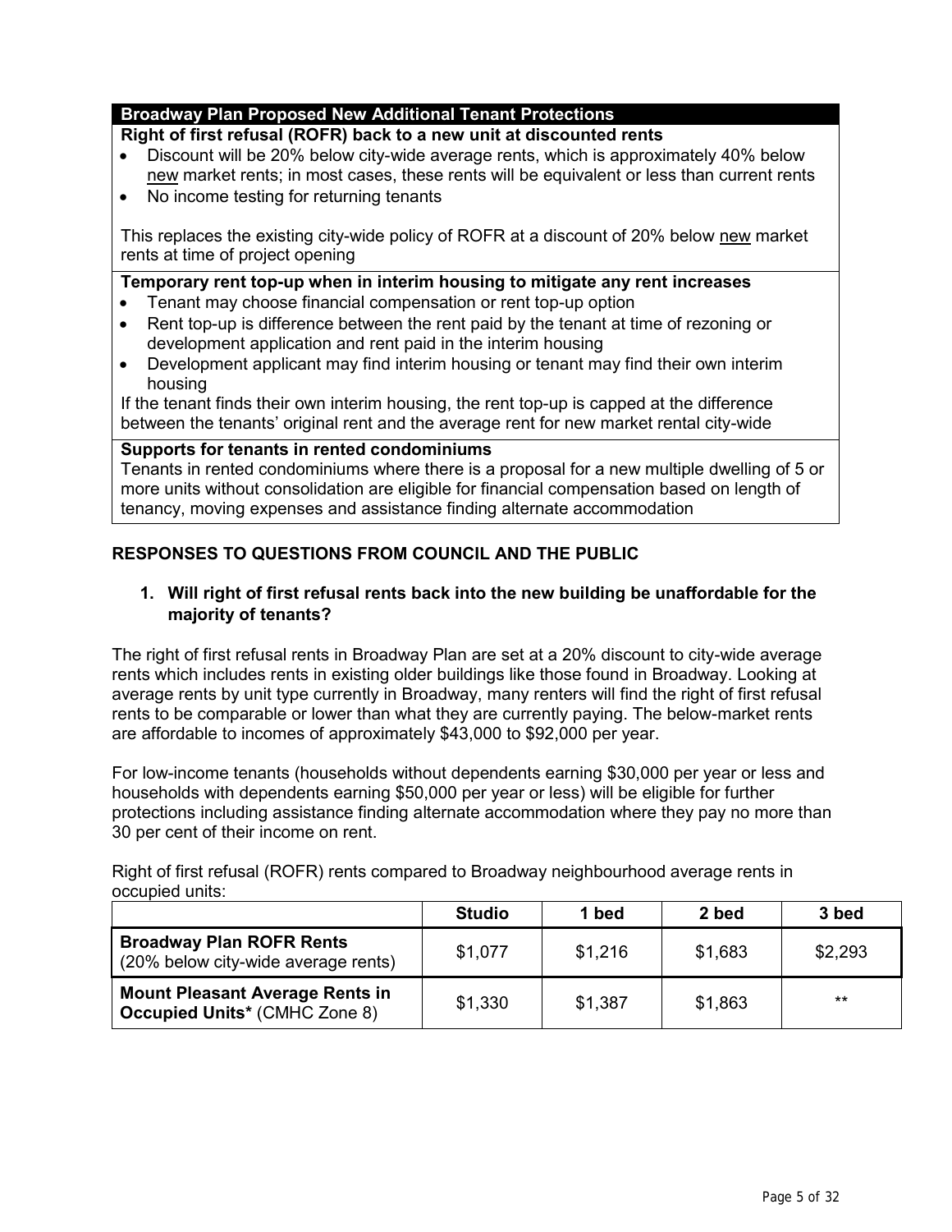| Broadway Plan Proposed New Additional Tenant Protections |
| --- |
| **Right of first refusal (ROFR) back to a new unit at discounted rents**<br>• Discount will be 20% below city-wide average rents, which is approximately 40% below new market rents; in most cases, these rents will be equivalent or less than current rents<br>• No income testing for returning tenants<br><br>This replaces the existing city-wide policy of ROFR at a discount of 20% below new market rents at time of project opening |
| **Temporary rent top-up when in interim housing to mitigate any rent increases**<br>• Tenant may choose financial compensation or rent top-up option<br>• Rent top-up is difference between the rent paid by the tenant at time of rezoning or development application and rent paid in the interim housing<br>• Development applicant may find interim housing or tenant may find their own interim housing<br>If the tenant finds their own interim housing, the rent top-up is capped at the difference between the tenants' original rent and the average rent for new market rental city-wide |
| **Supports for tenants in rented condominiums**<br>Tenants in rented condominiums where there is a proposal for a new multiple dwelling of 5 or more units without consolidation are eligible for financial compensation based on length of tenancy, moving expenses and assistance finding alternate accommodation |

## RESPONSES TO QUESTIONS FROM COUNCIL AND THE PUBLIC

### 1. Will right of first refusal rents back into the new building be unaffordable for the majority of tenants?

The right of first refusal rents in Broadway Plan are set at a 20% discount to city-wide average rents which includes rents in existing older buildings like those found in Broadway. Looking at average rents by unit type currently in Broadway, many renters will find the right of first refusal rents to be comparable or lower than what they are currently paying. The below-market rents are affordable to incomes of approximately $43,000 to $92,000 per year.

For low-income tenants (households without dependents earning $30,000 per year or less and households with dependents earning $50,000 per year or less) will be eligible for further protections including assistance finding alternate accommodation where they pay no more than 30 per cent of their income on rent.

Right of first refusal (ROFR) rents compared to Broadway neighbourhood average rents in occupied units:

| | Studio | 1 bed | 2 bed | 3 bed |
| --- | --- | --- | --- | --- |
| **Broadway Plan ROFR Rents** (20% below city-wide average rents) | $1,077 | $1,216 | $1,683 | $2,293 |
| **Mount Pleasant Average Rents in Occupied Units*** (CMHC Zone 8) | $1,330 | $1,387 | $1,863 | ** |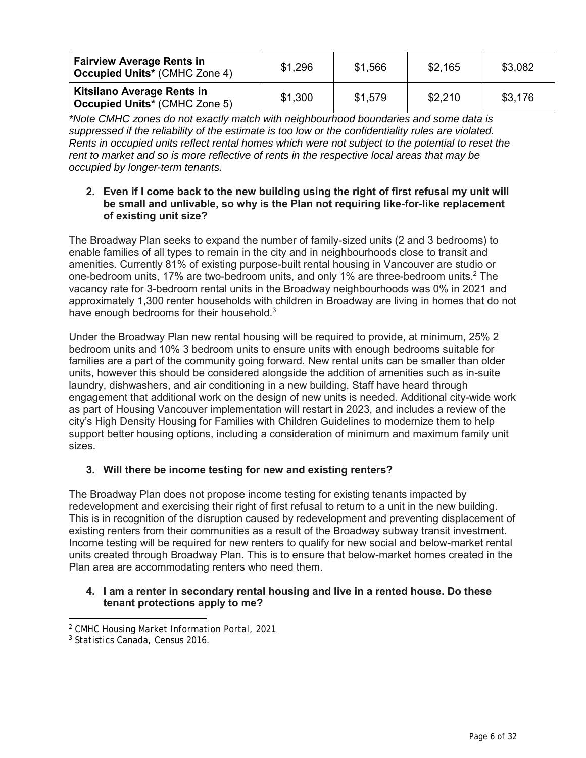| **Fairview Average Rents in Occupied Units*** (CMHC Zone 4) | $1,296 | $1,566 | $2,165 | $3,082 |
| --- | --- | --- | --- | --- |
| **Kitsilano Average Rents in Occupied Units*** (CMHC Zone 5) | $1,300 | $1,579 | $2,210 | $3,176 |

**Note CMHC zones do not exactly match with neighbourhood boundaries and some data is suppressed if the reliability of the estimate is too low or the confidentiality rules are violated. Rents in occupied units reflect rental homes which were not subject to the potential to reset the rent to market and so is more reflective of rents in the respective local areas that may be occupied by longer-term tenants.*

**2. Even if I come back to the new building using the right of first refusal my unit will be small and unlivable, so why is the Plan not requiring like-for-like replacement of existing unit size?**

The Broadway Plan seeks to expand the number of family-sized units (2 and 3 bedrooms) to enable families of all types to remain in the city and in neighbourhoods close to transit and amenities. Currently 81% of existing purpose-built rental housing in Vancouver are studio or one-bedroom units, 17% are two-bedroom units, and only 1% are three-bedroom units.[2] The vacancy rate for 3-bedroom rental units in the Broadway neighbourhoods was 0% in 2021 and approximately 1,300 renter households with children in Broadway are living in homes that do not have enough bedrooms for their household.[3]

Under the Broadway Plan new rental housing will be required to provide, at minimum, 25% 2 bedroom units and 10% 3 bedroom units to ensure units with enough bedrooms suitable for families are a part of the community going forward. New rental units can be smaller than older units, however this should be considered alongside the addition of amenities such as in-suite laundry, dishwashers, and air conditioning in a new building. Staff have heard through engagement that additional work on the design of new units is needed. Additional city-wide work as part of Housing Vancouver implementation will restart in 2023, and includes a review of the city's High Density Housing for Families with Children Guidelines to modernize them to help support better housing options, including a consideration of minimum and maximum family unit sizes.

**3. Will there be income testing for new and existing renters?**

The Broadway Plan does not propose income testing for existing tenants impacted by redevelopment and exercising their right of first refusal to return to a unit in the new building. This is in recognition of the disruption caused by redevelopment and preventing displacement of existing renters from their communities as a result of the Broadway subway transit investment. Income testing will be required for new renters to qualify for new social and below-market rental units created through Broadway Plan. This is to ensure that below-market homes created in the Plan area are accommodating renters who need them.

**4. I am a renter in secondary rental housing and live in a rented house. Do these tenant protections apply to me?**

[2] CMHC Housing Market Information Portal, 2021

[3] Statistics Canada, Census 2016.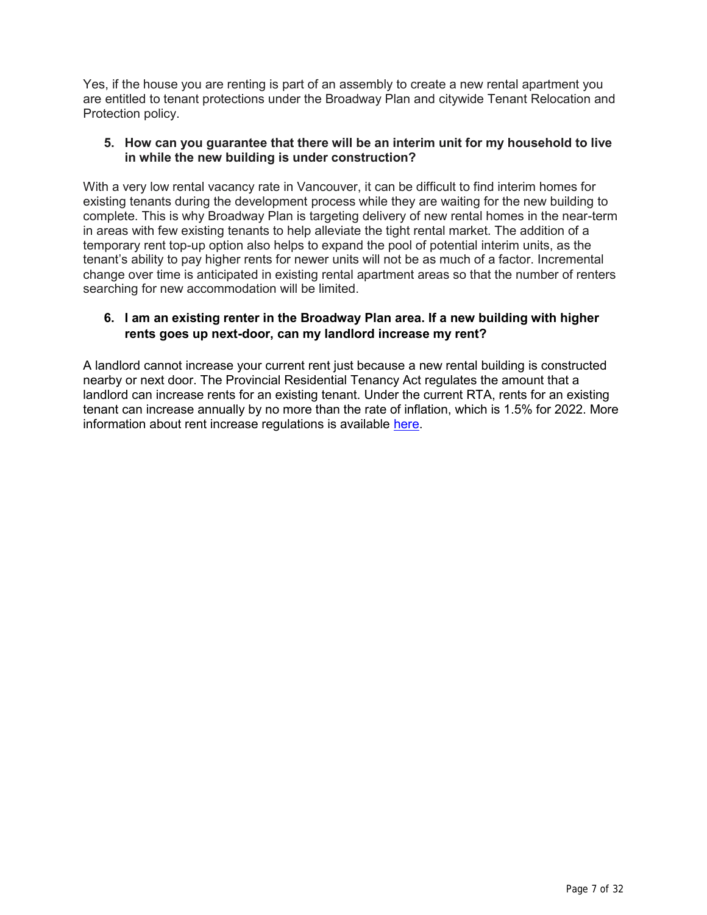Yes, if the house you are renting is part of an assembly to create a new rental apartment you are entitled to tenant protections under the Broadway Plan and citywide Tenant Relocation and Protection policy.

**5. How can you guarantee that there will be an interim unit for my household to live in while the new building is under construction?**

With a very low rental vacancy rate in Vancouver, it can be difficult to find interim homes for existing tenants during the development process while they are waiting for the new building to complete. This is why Broadway Plan is targeting delivery of new rental homes in the near-term in areas with few existing tenants to help alleviate the tight rental market. The addition of a temporary rent top-up option also helps to expand the pool of potential interim units, as the tenant's ability to pay higher rents for newer units will not be as much of a factor. Incremental change over time is anticipated in existing rental apartment areas so that the number of renters searching for new accommodation will be limited.

**6. I am an existing renter in the Broadway Plan area. If a new building with higher rents goes up next-door, can my landlord increase my rent?**

A landlord cannot increase your current rent just because a new rental building is constructed nearby or next door. The Provincial Residential Tenancy Act regulates the amount that a landlord can increase rents for an existing tenant. Under the current RTA, rents for an existing tenant can increase annually by no more than the rate of inflation, which is 1.5% for 2022. More information about rent increase regulations is available here.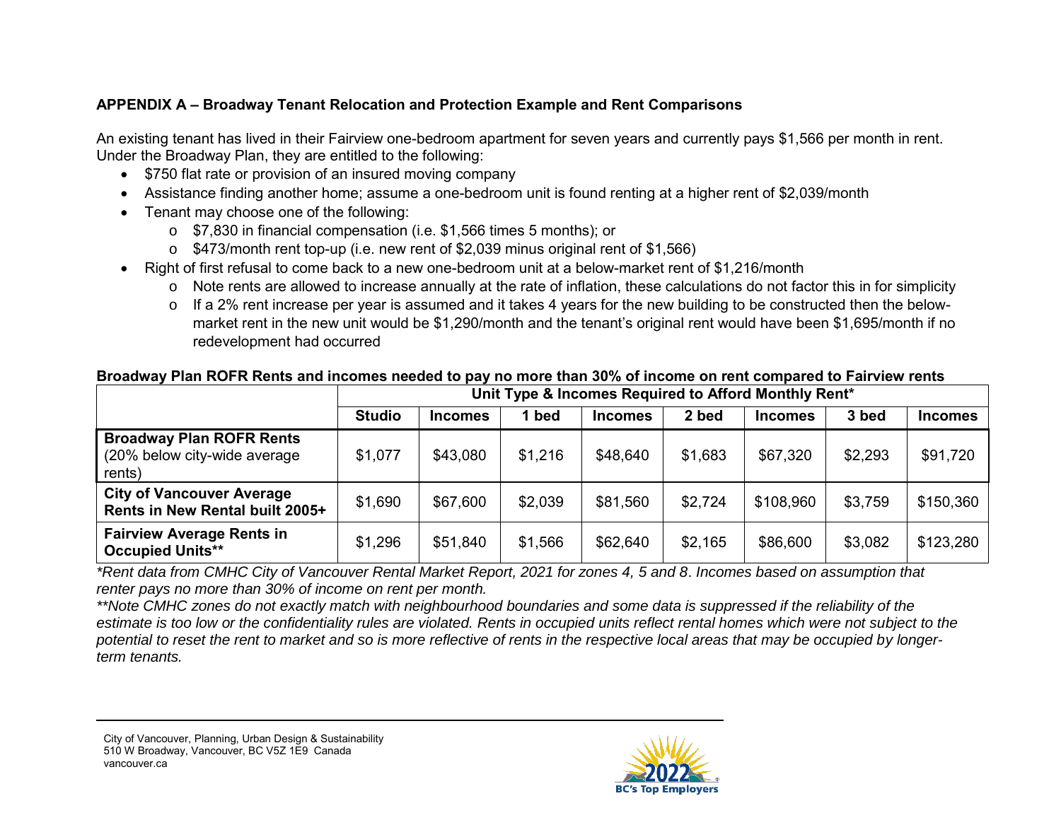## APPENDIX A – Broadway Tenant Relocation and Protection Example and Rent Comparisons

An existing tenant has lived in their Fairview one-bedroom apartment for seven years and currently pays $1,566 per month in rent. Under the Broadway Plan, they are entitled to the following:

- $750 flat rate or provision of an insured moving company
- Assistance finding another home; assume a one-bedroom unit is found renting at a higher rent of $2,039/month
- Tenant may choose one of the following:
  - $7,830 in financial compensation (i.e. $1,566 times 5 months); or
  - $473/month rent top-up (i.e. new rent of $2,039 minus original rent of $1,566)
- Right of first refusal to come back to a new one-bedroom unit at a below-market rent of $1,216/month
  - Note rents are allowed to increase annually at the rate of inflation, these calculations do not factor this in for simplicity
  - If a 2% rent increase per year is assumed and it takes 4 years for the new building to be constructed then the below-market rent in the new unit would be $1,290/month and the tenant's original rent would have been $1,695/month if no redevelopment had occurred

**Broadway Plan ROFR Rents and incomes needed to pay no more than 30% of income on rent compared to Fairview rents**

| | Unit Type & Incomes Required to Afford Monthly Rent* | | | | | | | |
|---|---|---|---|---|---|---|---|---|
| | **Studio** | **Incomes** | **1 bed** | **Incomes** | **2 bed** | **Incomes** | **3 bed** | **Incomes** |
| **Broadway Plan ROFR Rents** (20% below city-wide average rents) | $1,077 | $43,080 | $1,216 | $48,640 | $1,683 | $67,320 | $2,293 | $91,720 |
| **City of Vancouver Average Rents in New Rental built 2005+** | $1,690 | $67,600 | $2,039 | $81,560 | $2,724 | $108,960 | $3,759 | $150,360 |
| **Fairview Average Rents in Occupied Units**** | $1,296 | $51,840 | $1,566 | $62,640 | $2,165 | $86,600 | $3,082 | $123,280 |

*\*Rent data from CMHC City of Vancouver Rental Market Report, 2021 for zones 4, 5 and 8. Incomes based on assumption that renter pays no more than 30% of income on rent per month.*

*\*\*Note CMHC zones do not exactly match with neighbourhood boundaries and some data is suppressed if the reliability of the estimate is too low or the confidentiality rules are violated. Rents in occupied units reflect rental homes which were not subject to the potential to reset the rent to market and so is more reflective of rents in the respective local areas that may be occupied by longer-term tenants.*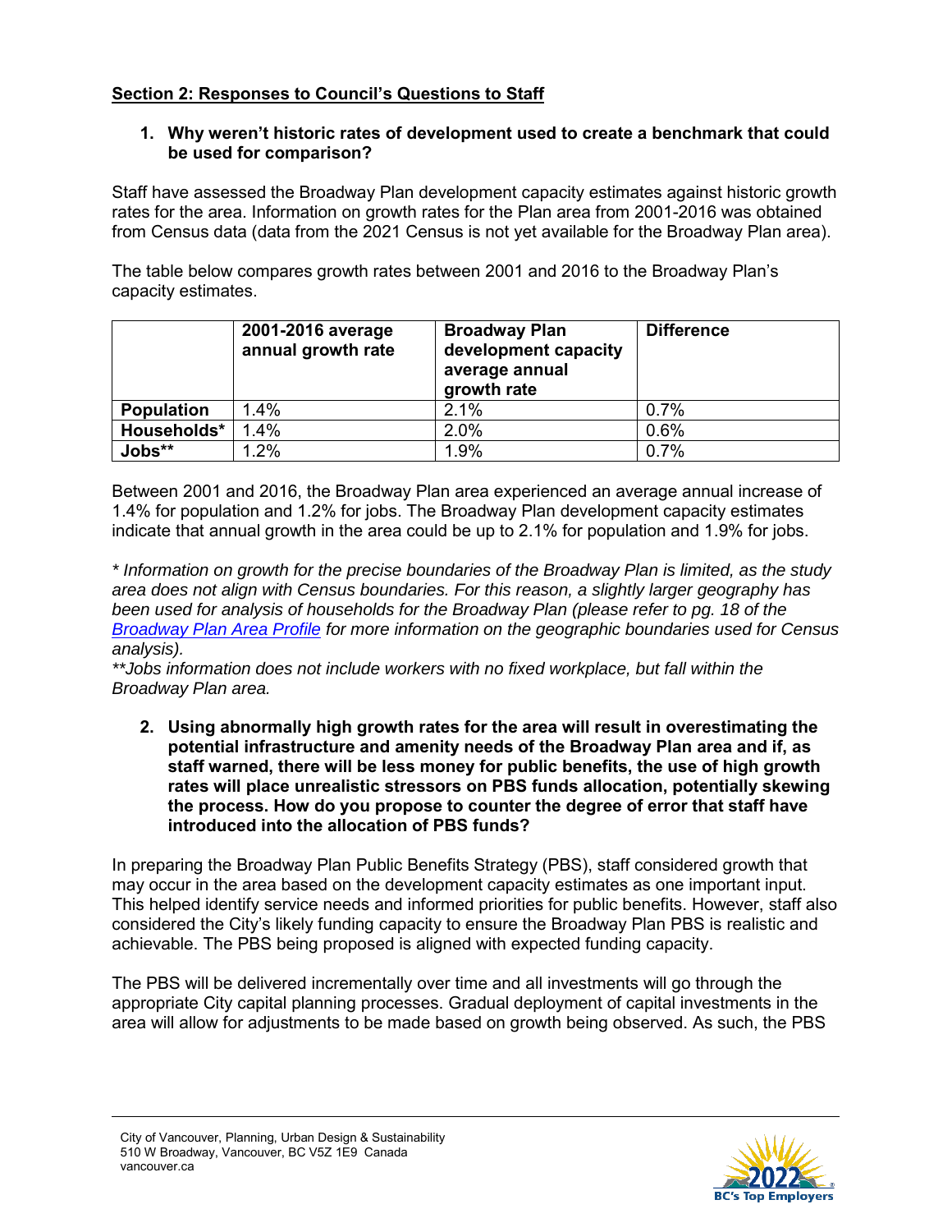## Section 2: Responses to Council's Questions to Staff

1. **Why weren't historic rates of development used to create a benchmark that could be used for comparison?**

Staff have assessed the Broadway Plan development capacity estimates against historic growth rates for the area. Information on growth rates for the Plan area from 2001-2016 was obtained from Census data (data from the 2021 Census is not yet available for the Broadway Plan area).

The table below compares growth rates between 2001 and 2016 to the Broadway Plan's capacity estimates.

| | 2001-2016 average annual growth rate | Broadway Plan development capacity average annual growth rate | Difference |
|---|---|---|---|
| **Population** | 1.4% | 2.1% | 0.7% |
| **Households*** | 1.4% | 2.0% | 0.6% |
| **Jobs**** | 1.2% | 1.9% | 0.7% |

Between 2001 and 2016, the Broadway Plan area experienced an average annual increase of 1.4% for population and 1.2% for jobs. The Broadway Plan development capacity estimates indicate that annual growth in the area could be up to 2.1% for population and 1.9% for jobs.

*\* Information on growth for the precise boundaries of the Broadway Plan is limited, as the study area does not align with Census boundaries. For this reason, a slightly larger geography has been used for analysis of households for the Broadway Plan (please refer to pg. 18 of the Broadway Plan Area Profile for more information on the geographic boundaries used for Census analysis).*
*\*\*Jobs information does not include workers with no fixed workplace, but fall within the Broadway Plan area.*

2. **Using abnormally high growth rates for the area will result in overestimating the potential infrastructure and amenity needs of the Broadway Plan area and if, as staff warned, there will be less money for public benefits, the use of high growth rates will place unrealistic stressors on PBS funds allocation, potentially skewing the process. How do you propose to counter the degree of error that staff have introduced into the allocation of PBS funds?**

In preparing the Broadway Plan Public Benefits Strategy (PBS), staff considered growth that may occur in the area based on the development capacity estimates as one important input. This helped identify service needs and informed priorities for public benefits. However, staff also considered the City's likely funding capacity to ensure the Broadway Plan PBS is realistic and achievable. The PBS being proposed is aligned with expected funding capacity.

The PBS will be delivered incrementally over time and all investments will go through the appropriate City capital planning processes. Gradual deployment of capital investments in the area will allow for adjustments to be made based on growth being observed. As such, the PBS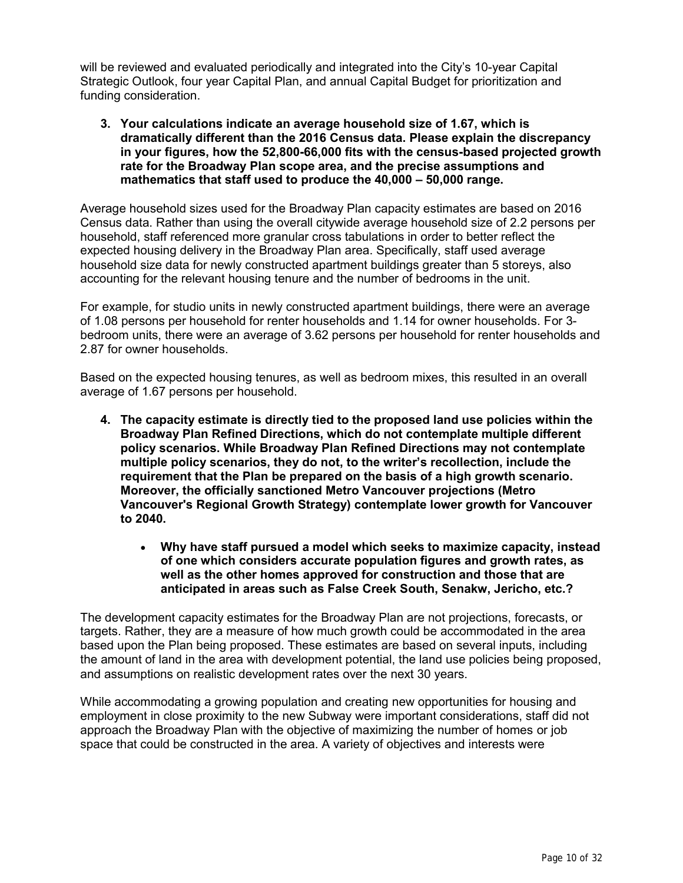will be reviewed and evaluated periodically and integrated into the City's 10-year Capital Strategic Outlook, four year Capital Plan, and annual Capital Budget for prioritization and funding consideration.

3. **Your calculations indicate an average household size of 1.67, which is dramatically different than the 2016 Census data. Please explain the discrepancy in your figures, how the 52,800-66,000 fits with the census-based projected growth rate for the Broadway Plan scope area, and the precise assumptions and mathematics that staff used to produce the 40,000 – 50,000 range.**

Average household sizes used for the Broadway Plan capacity estimates are based on 2016 Census data. Rather than using the overall citywide average household size of 2.2 persons per household, staff referenced more granular cross tabulations in order to better reflect the expected housing delivery in the Broadway Plan area. Specifically, staff used average household size data for newly constructed apartment buildings greater than 5 storeys, also accounting for the relevant housing tenure and the number of bedrooms in the unit.

For example, for studio units in newly constructed apartment buildings, there were an average of 1.08 persons per household for renter households and 1.14 for owner households. For 3-bedroom units, there were an average of 3.62 persons per household for renter households and 2.87 for owner households.

Based on the expected housing tenures, as well as bedroom mixes, this resulted in an overall average of 1.67 persons per household.

4. **The capacity estimate is directly tied to the proposed land use policies within the Broadway Plan Refined Directions, which do not contemplate multiple different policy scenarios. While Broadway Plan Refined Directions may not contemplate multiple policy scenarios, they do not, to the writer's recollection, include the requirement that the Plan be prepared on the basis of a high growth scenario. Moreover, the officially sanctioned Metro Vancouver projections (Metro Vancouver's Regional Growth Strategy) contemplate lower growth for Vancouver to 2040.**

   - **Why have staff pursued a model which seeks to maximize capacity, instead of one which considers accurate population figures and growth rates, as well as the other homes approved for construction and those that are anticipated in areas such as False Creek South, Senakw, Jericho, etc.?**

The development capacity estimates for the Broadway Plan are not projections, forecasts, or targets. Rather, they are a measure of how much growth could be accommodated in the area based upon the Plan being proposed. These estimates are based on several inputs, including the amount of land in the area with development potential, the land use policies being proposed, and assumptions on realistic development rates over the next 30 years.

While accommodating a growing population and creating new opportunities for housing and employment in close proximity to the new Subway were important considerations, staff did not approach the Broadway Plan with the objective of maximizing the number of homes or job space that could be constructed in the area. A variety of objectives and interests were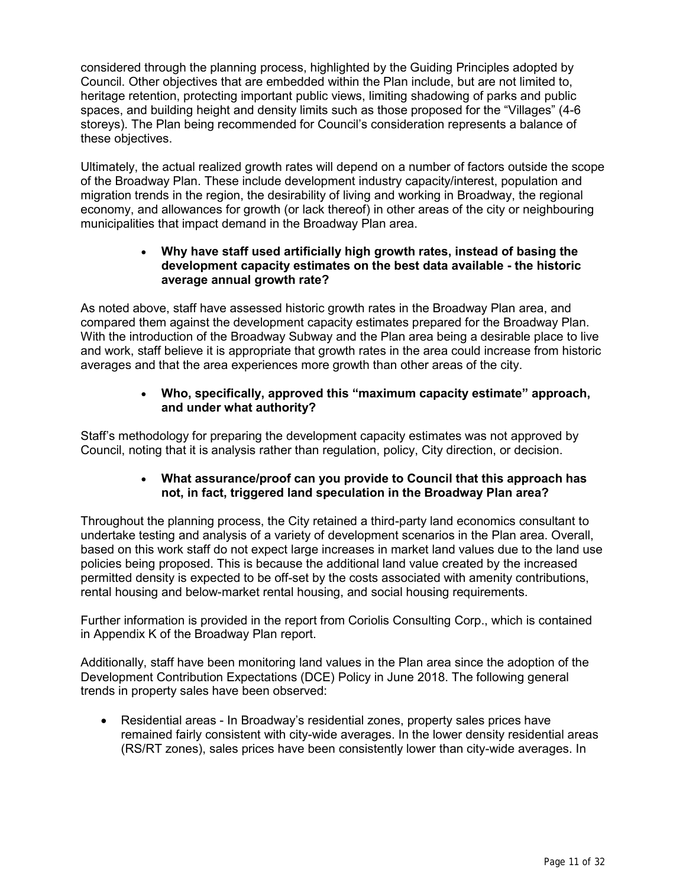considered through the planning process, highlighted by the Guiding Principles adopted by Council. Other objectives that are embedded within the Plan include, but are not limited to, heritage retention, protecting important public views, limiting shadowing of parks and public spaces, and building height and density limits such as those proposed for the "Villages" (4-6 storeys). The Plan being recommended for Council's consideration represents a balance of these objectives.

Ultimately, the actual realized growth rates will depend on a number of factors outside the scope of the Broadway Plan. These include development industry capacity/interest, population and migration trends in the region, the desirability of living and working in Broadway, the regional economy, and allowances for growth (or lack thereof) in other areas of the city or neighbouring municipalities that impact demand in the Broadway Plan area.

- **Why have staff used artificially high growth rates, instead of basing the development capacity estimates on the best data available - the historic average annual growth rate?**

As noted above, staff have assessed historic growth rates in the Broadway Plan area, and compared them against the development capacity estimates prepared for the Broadway Plan. With the introduction of the Broadway Subway and the Plan area being a desirable place to live and work, staff believe it is appropriate that growth rates in the area could increase from historic averages and that the area experiences more growth than other areas of the city.

- **Who, specifically, approved this "maximum capacity estimate" approach, and under what authority?**

Staff's methodology for preparing the development capacity estimates was not approved by Council, noting that it is analysis rather than regulation, policy, City direction, or decision.

- **What assurance/proof can you provide to Council that this approach has not, in fact, triggered land speculation in the Broadway Plan area?**

Throughout the planning process, the City retained a third-party land economics consultant to undertake testing and analysis of a variety of development scenarios in the Plan area. Overall, based on this work staff do not expect large increases in market land values due to the land use policies being proposed. This is because the additional land value created by the increased permitted density is expected to be off-set by the costs associated with amenity contributions, rental housing and below-market rental housing, and social housing requirements.

Further information is provided in the report from Coriolis Consulting Corp., which is contained in Appendix K of the Broadway Plan report.

Additionally, staff have been monitoring land values in the Plan area since the adoption of the Development Contribution Expectations (DCE) Policy in June 2018. The following general trends in property sales have been observed:

- Residential areas - In Broadway's residential zones, property sales prices have remained fairly consistent with city-wide averages. In the lower density residential areas (RS/RT zones), sales prices have been consistently lower than city-wide averages. In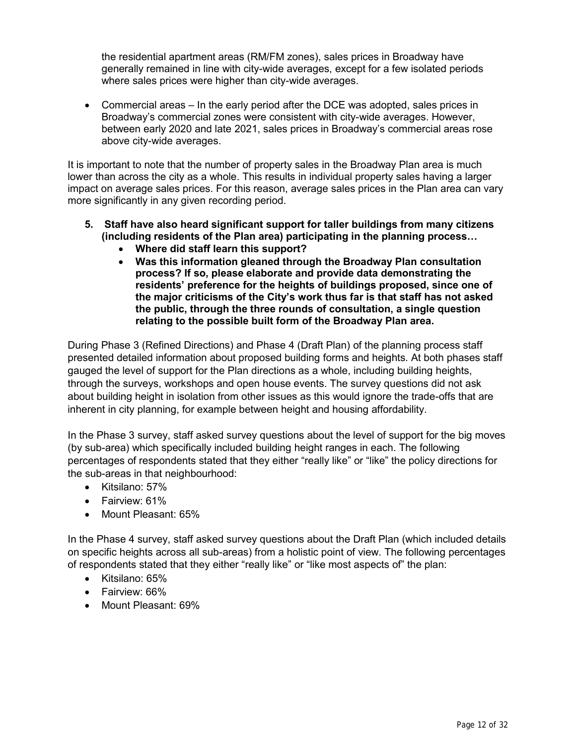the residential apartment areas (RM/FM zones), sales prices in Broadway have generally remained in line with city-wide averages, except for a few isolated periods where sales prices were higher than city-wide averages.

- Commercial areas – In the early period after the DCE was adopted, sales prices in Broadway's commercial zones were consistent with city-wide averages. However, between early 2020 and late 2021, sales prices in Broadway's commercial areas rose above city-wide averages.

It is important to note that the number of property sales in the Broadway Plan area is much lower than across the city as a whole. This results in individual property sales having a larger impact on average sales prices. For this reason, average sales prices in the Plan area can vary more significantly in any given recording period.

5. **Staff have also heard significant support for taller buildings from many citizens (including residents of the Plan area) participating in the planning process…**
   - **Where did staff learn this support?**
   - **Was this information gleaned through the Broadway Plan consultation process? If so, please elaborate and provide data demonstrating the residents' preference for the heights of buildings proposed, since one of the major criticisms of the City's work thus far is that staff has not asked the public, through the three rounds of consultation, a single question relating to the possible built form of the Broadway Plan area.**

During Phase 3 (Refined Directions) and Phase 4 (Draft Plan) of the planning process staff presented detailed information about proposed building forms and heights. At both phases staff gauged the level of support for the Plan directions as a whole, including building heights, through the surveys, workshops and open house events. The survey questions did not ask about building height in isolation from other issues as this would ignore the trade-offs that are inherent in city planning, for example between height and housing affordability.

In the Phase 3 survey, staff asked survey questions about the level of support for the big moves (by sub-area) which specifically included building height ranges in each. The following percentages of respondents stated that they either "really like" or "like" the policy directions for the sub-areas in that neighbourhood:

- Kitsilano: 57%
- Fairview: 61%
- Mount Pleasant: 65%

In the Phase 4 survey, staff asked survey questions about the Draft Plan (which included details on specific heights across all sub-areas) from a holistic point of view. The following percentages of respondents stated that they either "really like" or "like most aspects of" the plan:

- Kitsilano: 65%
- Fairview: 66%
- Mount Pleasant: 69%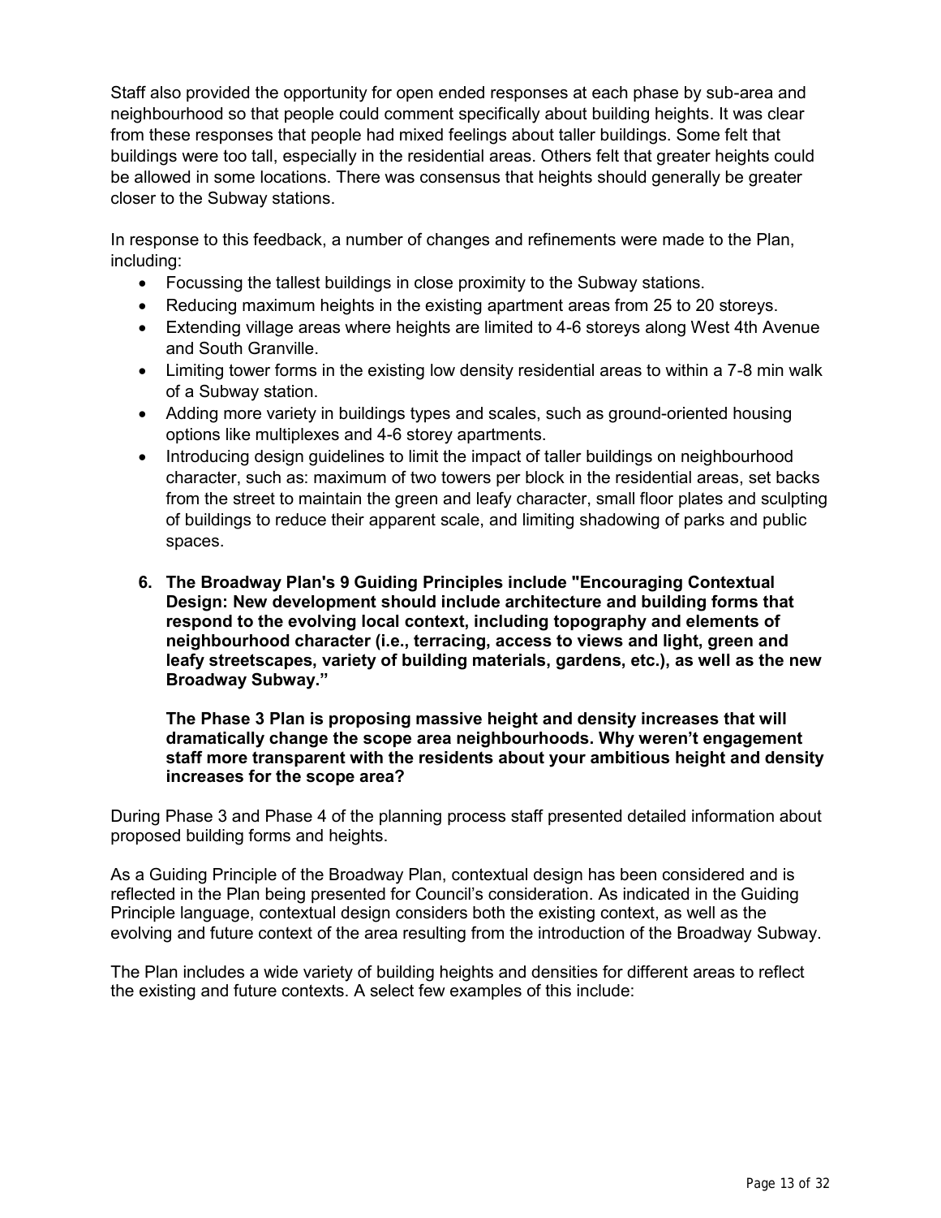Staff also provided the opportunity for open ended responses at each phase by sub-area and neighbourhood so that people could comment specifically about building heights. It was clear from these responses that people had mixed feelings about taller buildings. Some felt that buildings were too tall, especially in the residential areas. Others felt that greater heights could be allowed in some locations. There was consensus that heights should generally be greater closer to the Subway stations.

In response to this feedback, a number of changes and refinements were made to the Plan, including:

- Focussing the tallest buildings in close proximity to the Subway stations.
- Reducing maximum heights in the existing apartment areas from 25 to 20 storeys.
- Extending village areas where heights are limited to 4-6 storeys along West 4th Avenue and South Granville.
- Limiting tower forms in the existing low density residential areas to within a 7-8 min walk of a Subway station.
- Adding more variety in buildings types and scales, such as ground-oriented housing options like multiplexes and 4-6 storey apartments.
- Introducing design guidelines to limit the impact of taller buildings on neighbourhood character, such as: maximum of two towers per block in the residential areas, set backs from the street to maintain the green and leafy character, small floor plates and sculpting of buildings to reduce their apparent scale, and limiting shadowing of parks and public spaces.

6. **The Broadway Plan's 9 Guiding Principles include "Encouraging Contextual Design: New development should include architecture and building forms that respond to the evolving local context, including topography and elements of neighbourhood character (i.e., terracing, access to views and light, green and leafy streetscapes, variety of building materials, gardens, etc.), as well as the new Broadway Subway."**

   **The Phase 3 Plan is proposing massive height and density increases that will dramatically change the scope area neighbourhoods. Why weren't engagement staff more transparent with the residents about your ambitious height and density increases for the scope area?**

During Phase 3 and Phase 4 of the planning process staff presented detailed information about proposed building forms and heights.

As a Guiding Principle of the Broadway Plan, contextual design has been considered and is reflected in the Plan being presented for Council's consideration. As indicated in the Guiding Principle language, contextual design considers both the existing context, as well as the evolving and future context of the area resulting from the introduction of the Broadway Subway.

The Plan includes a wide variety of building heights and densities for different areas to reflect the existing and future contexts. A select few examples of this include: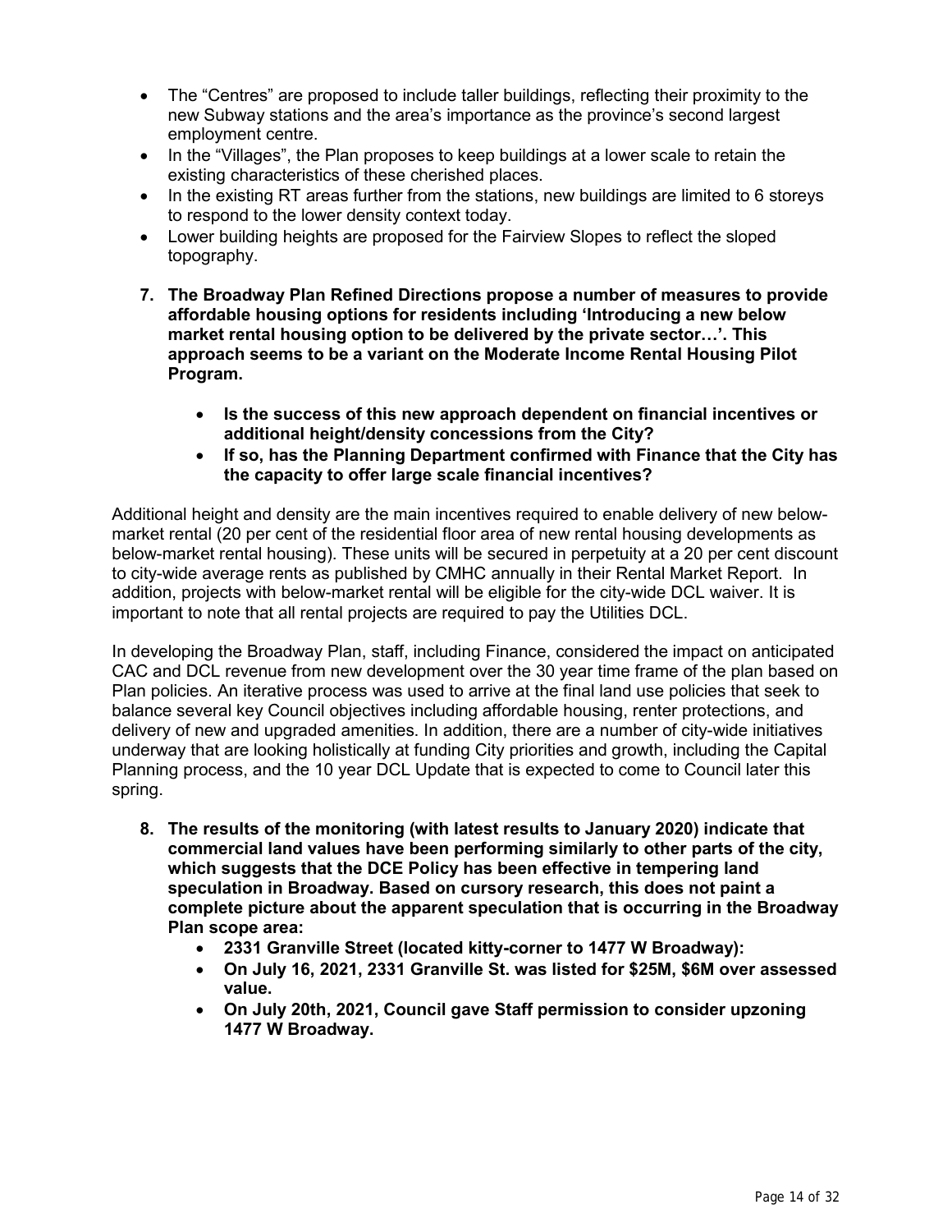- The "Centres" are proposed to include taller buildings, reflecting their proximity to the new Subway stations and the area's importance as the province's second largest employment centre.
- In the "Villages", the Plan proposes to keep buildings at a lower scale to retain the existing characteristics of these cherished places.
- In the existing RT areas further from the stations, new buildings are limited to 6 storeys to respond to the lower density context today.
- Lower building heights are proposed for the Fairview Slopes to reflect the sloped topography.

**7. The Broadway Plan Refined Directions propose a number of measures to provide affordable housing options for residents including 'Introducing a new below market rental housing option to be delivered by the private sector…'. This approach seems to be a variant on the Moderate Income Rental Housing Pilot Program.**

- **Is the success of this new approach dependent on financial incentives or additional height/density concessions from the City?**
- **If so, has the Planning Department confirmed with Finance that the City has the capacity to offer large scale financial incentives?**

Additional height and density are the main incentives required to enable delivery of new below-market rental (20 per cent of the residential floor area of new rental housing developments as below-market rental housing). These units will be secured in perpetuity at a 20 per cent discount to city-wide average rents as published by CMHC annually in their Rental Market Report. In addition, projects with below-market rental will be eligible for the city-wide DCL waiver. It is important to note that all rental projects are required to pay the Utilities DCL.

In developing the Broadway Plan, staff, including Finance, considered the impact on anticipated CAC and DCL revenue from new development over the 30 year time frame of the plan based on Plan policies. An iterative process was used to arrive at the final land use policies that seek to balance several key Council objectives including affordable housing, renter protections, and delivery of new and upgraded amenities. In addition, there are a number of city-wide initiatives underway that are looking holistically at funding City priorities and growth, including the Capital Planning process, and the 10 year DCL Update that is expected to come to Council later this spring.

**8. The results of the monitoring (with latest results to January 2020) indicate that commercial land values have been performing similarly to other parts of the city, which suggests that the DCE Policy has been effective in tempering land speculation in Broadway. Based on cursory research, this does not paint a complete picture about the apparent speculation that is occurring in the Broadway Plan scope area:**

- **2331 Granville Street (located kitty-corner to 1477 W Broadway):**
- **On July 16, 2021, 2331 Granville St. was listed for $25M, $6M over assessed value.**
- **On July 20th, 2021, Council gave Staff permission to consider upzoning 1477 W Broadway.**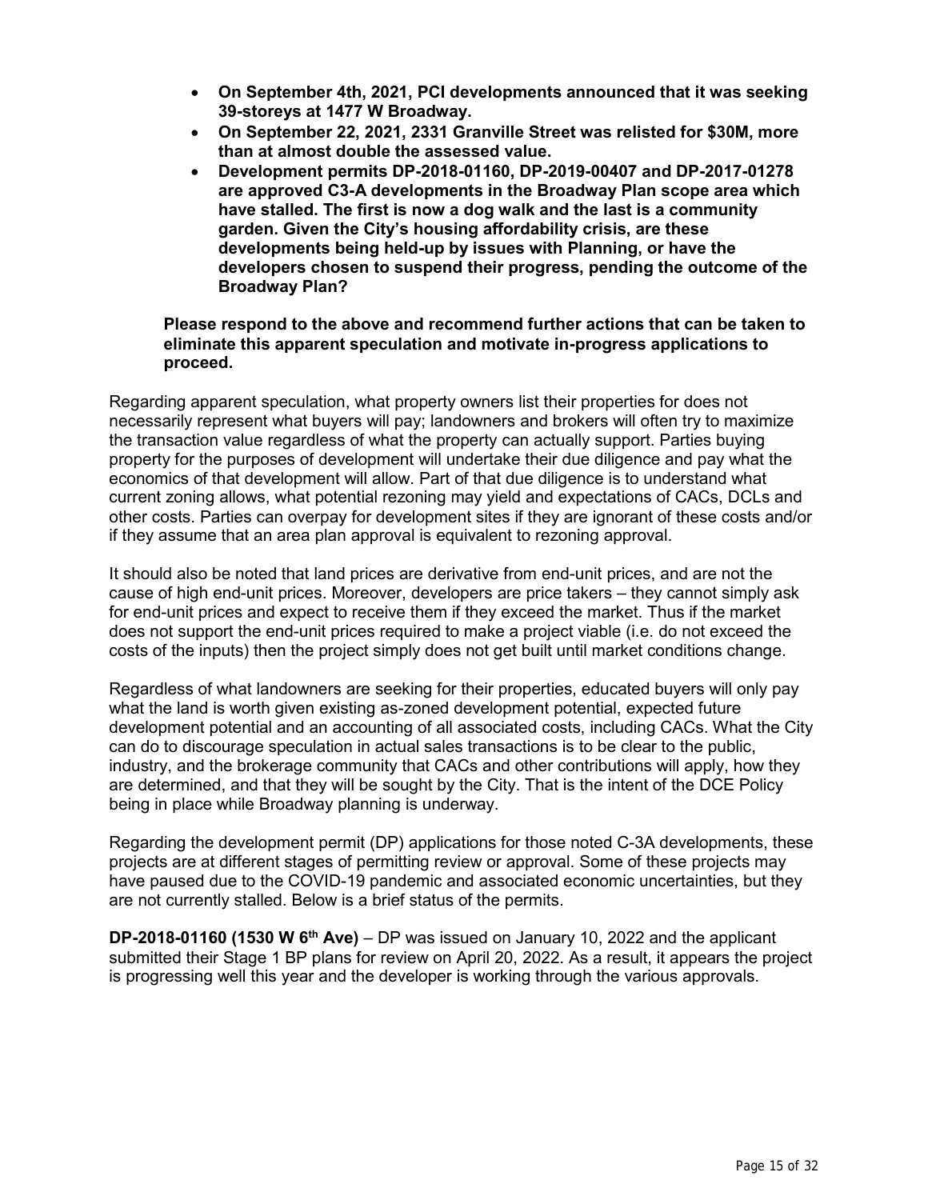- **On September 4th, 2021, PCI developments announced that it was seeking 39-storeys at 1477 W Broadway.**
- **On September 22, 2021, 2331 Granville Street was relisted for $30M, more than at almost double the assessed value.**
- **Development permits DP-2018-01160, DP-2019-00407 and DP-2017-01278 are approved C3-A developments in the Broadway Plan scope area which have stalled. The first is now a dog walk and the last is a community garden. Given the City's housing affordability crisis, are these developments being held-up by issues with Planning, or have the developers chosen to suspend their progress, pending the outcome of the Broadway Plan?**

**Please respond to the above and recommend further actions that can be taken to eliminate this apparent speculation and motivate in-progress applications to proceed.**

Regarding apparent speculation, what property owners list their properties for does not necessarily represent what buyers will pay; landowners and brokers will often try to maximize the transaction value regardless of what the property can actually support. Parties buying property for the purposes of development will undertake their due diligence and pay what the economics of that development will allow. Part of that due diligence is to understand what current zoning allows, what potential rezoning may yield and expectations of CACs, DCLs and other costs. Parties can overpay for development sites if they are ignorant of these costs and/or if they assume that an area plan approval is equivalent to rezoning approval.

It should also be noted that land prices are derivative from end-unit prices, and are not the cause of high end-unit prices. Moreover, developers are price takers – they cannot simply ask for end-unit prices and expect to receive them if they exceed the market. Thus if the market does not support the end-unit prices required to make a project viable (i.e. do not exceed the costs of the inputs) then the project simply does not get built until market conditions change.

Regardless of what landowners are seeking for their properties, educated buyers will only pay what the land is worth given existing as-zoned development potential, expected future development potential and an accounting of all associated costs, including CACs. What the City can do to discourage speculation in actual sales transactions is to be clear to the public, industry, and the brokerage community that CACs and other contributions will apply, how they are determined, and that they will be sought by the City. That is the intent of the DCE Policy being in place while Broadway planning is underway.

Regarding the development permit (DP) applications for those noted C-3A developments, these projects are at different stages of permitting review or approval. Some of these projects may have paused due to the COVID-19 pandemic and associated economic uncertainties, but they are not currently stalled. Below is a brief status of the permits.

**DP-2018-01160 (1530 W 6th Ave)** – DP was issued on January 10, 2022 and the applicant submitted their Stage 1 BP plans for review on April 20, 2022. As a result, it appears the project is progressing well this year and the developer is working through the various approvals.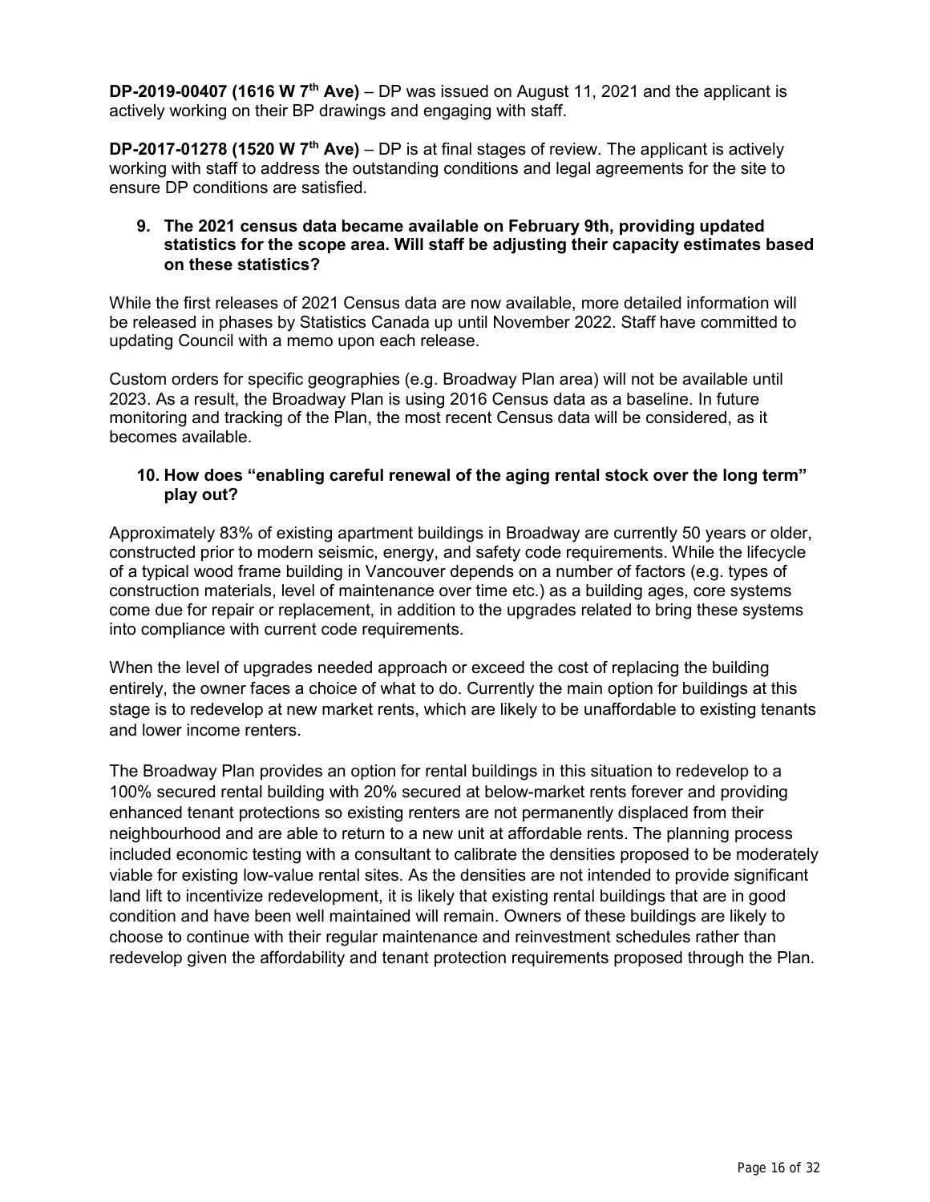**DP-2019-00407 (1616 W 7th Ave)** – DP was issued on August 11, 2021 and the applicant is actively working on their BP drawings and engaging with staff.

**DP-2017-01278 (1520 W 7th Ave)** – DP is at final stages of review. The applicant is actively working with staff to address the outstanding conditions and legal agreements for the site to ensure DP conditions are satisfied.

**9. The 2021 census data became available on February 9th, providing updated statistics for the scope area. Will staff be adjusting their capacity estimates based on these statistics?**

While the first releases of 2021 Census data are now available, more detailed information will be released in phases by Statistics Canada up until November 2022. Staff have committed to updating Council with a memo upon each release.

Custom orders for specific geographies (e.g. Broadway Plan area) will not be available until 2023. As a result, the Broadway Plan is using 2016 Census data as a baseline. In future monitoring and tracking of the Plan, the most recent Census data will be considered, as it becomes available.

**10. How does "enabling careful renewal of the aging rental stock over the long term" play out?**

Approximately 83% of existing apartment buildings in Broadway are currently 50 years or older, constructed prior to modern seismic, energy, and safety code requirements. While the lifecycle of a typical wood frame building in Vancouver depends on a number of factors (e.g. types of construction materials, level of maintenance over time etc.) as a building ages, core systems come due for repair or replacement, in addition to the upgrades related to bring these systems into compliance with current code requirements.

When the level of upgrades needed approach or exceed the cost of replacing the building entirely, the owner faces a choice of what to do. Currently the main option for buildings at this stage is to redevelop at new market rents, which are likely to be unaffordable to existing tenants and lower income renters.

The Broadway Plan provides an option for rental buildings in this situation to redevelop to a 100% secured rental building with 20% secured at below-market rents forever and providing enhanced tenant protections so existing renters are not permanently displaced from their neighbourhood and are able to return to a new unit at affordable rents. The planning process included economic testing with a consultant to calibrate the densities proposed to be moderately viable for existing low-value rental sites. As the densities are not intended to provide significant land lift to incentivize redevelopment, it is likely that existing rental buildings that are in good condition and have been well maintained will remain. Owners of these buildings are likely to choose to continue with their regular maintenance and reinvestment schedules rather than redevelop given the affordability and tenant protection requirements proposed through the Plan.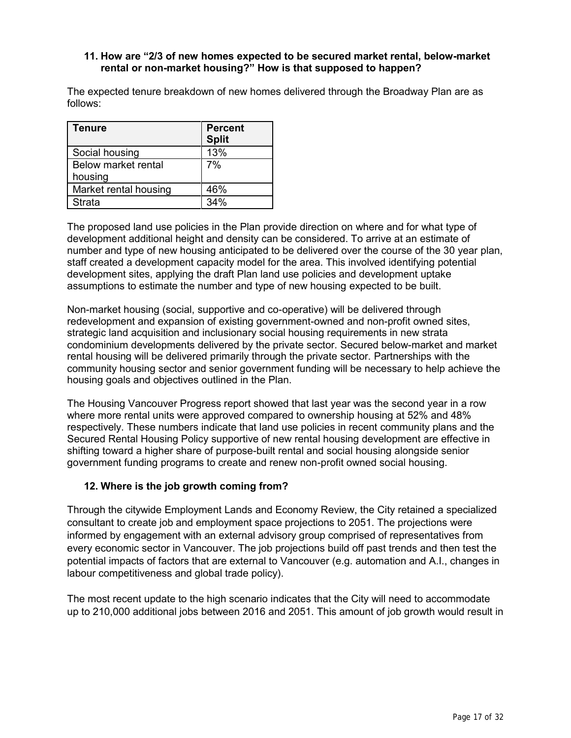### 11. How are “2/3 of new homes expected to be secured market rental, below-market rental or non-market housing?” How is that supposed to happen?

The expected tenure breakdown of new homes delivered through the Broadway Plan are as follows:

| Tenure | Percent Split |
| --- | --- |
| Social housing | 13% |
| Below market rental housing | 7% |
| Market rental housing | 46% |
| Strata | 34% |

The proposed land use policies in the Plan provide direction on where and for what type of development additional height and density can be considered. To arrive at an estimate of number and type of new housing anticipated to be delivered over the course of the 30 year plan, staff created a development capacity model for the area. This involved identifying potential development sites, applying the draft Plan land use policies and development uptake assumptions to estimate the number and type of new housing expected to be built.

Non-market housing (social, supportive and co-operative) will be delivered through redevelopment and expansion of existing government-owned and non-profit owned sites, strategic land acquisition and inclusionary social housing requirements in new strata condominium developments delivered by the private sector. Secured below-market and market rental housing will be delivered primarily through the private sector. Partnerships with the community housing sector and senior government funding will be necessary to help achieve the housing goals and objectives outlined in the Plan.

The Housing Vancouver Progress report showed that last year was the second year in a row where more rental units were approved compared to ownership housing at 52% and 48% respectively. These numbers indicate that land use policies in recent community plans and the Secured Rental Housing Policy supportive of new rental housing development are effective in shifting toward a higher share of purpose-built rental and social housing alongside senior government funding programs to create and renew non-profit owned social housing.

### 12. Where is the job growth coming from?

Through the citywide Employment Lands and Economy Review, the City retained a specialized consultant to create job and employment space projections to 2051. The projections were informed by engagement with an external advisory group comprised of representatives from every economic sector in Vancouver. The job projections build off past trends and then test the potential impacts of factors that are external to Vancouver (e.g. automation and A.I., changes in labour competitiveness and global trade policy).

The most recent update to the high scenario indicates that the City will need to accommodate up to 210,000 additional jobs between 2016 and 2051. This amount of job growth would result in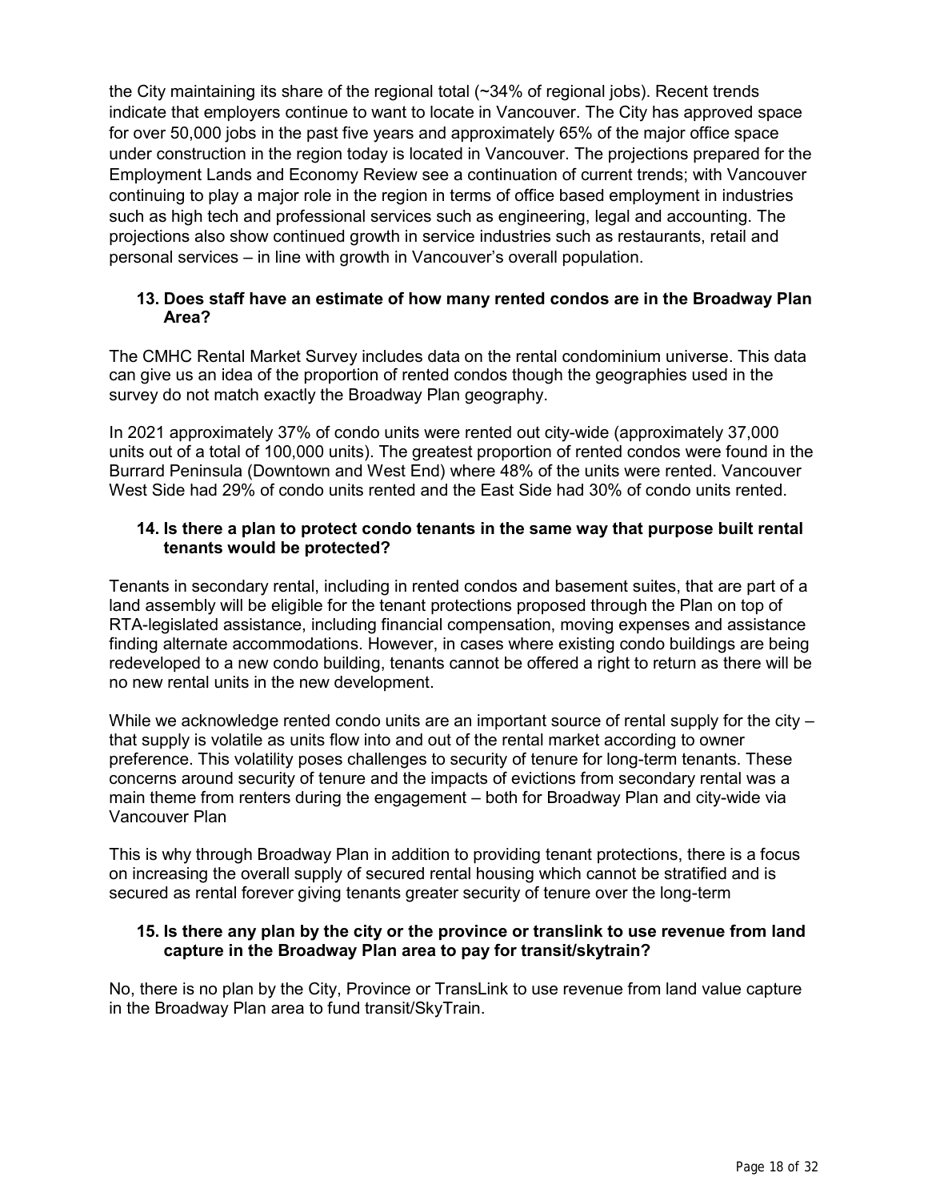the City maintaining its share of the regional total (~34% of regional jobs). Recent trends indicate that employers continue to want to locate in Vancouver. The City has approved space for over 50,000 jobs in the past five years and approximately 65% of the major office space under construction in the region today is located in Vancouver. The projections prepared for the Employment Lands and Economy Review see a continuation of current trends; with Vancouver continuing to play a major role in the region in terms of office based employment in industries such as high tech and professional services such as engineering, legal and accounting. The projections also show continued growth in service industries such as restaurants, retail and personal services – in line with growth in Vancouver's overall population.

### 13. Does staff have an estimate of how many rented condos are in the Broadway Plan Area?

The CMHC Rental Market Survey includes data on the rental condominium universe. This data can give us an idea of the proportion of rented condos though the geographies used in the survey do not match exactly the Broadway Plan geography.

In 2021 approximately 37% of condo units were rented out city-wide (approximately 37,000 units out of a total of 100,000 units). The greatest proportion of rented condos were found in the Burrard Peninsula (Downtown and West End) where 48% of the units were rented. Vancouver West Side had 29% of condo units rented and the East Side had 30% of condo units rented.

### 14. Is there a plan to protect condo tenants in the same way that purpose built rental tenants would be protected?

Tenants in secondary rental, including in rented condos and basement suites, that are part of a land assembly will be eligible for the tenant protections proposed through the Plan on top of RTA-legislated assistance, including financial compensation, moving expenses and assistance finding alternate accommodations. However, in cases where existing condo buildings are being redeveloped to a new condo building, tenants cannot be offered a right to return as there will be no new rental units in the new development.

While we acknowledge rented condo units are an important source of rental supply for the city – that supply is volatile as units flow into and out of the rental market according to owner preference. This volatility poses challenges to security of tenure for long-term tenants. These concerns around security of tenure and the impacts of evictions from secondary rental was a main theme from renters during the engagement – both for Broadway Plan and city-wide via Vancouver Plan

This is why through Broadway Plan in addition to providing tenant protections, there is a focus on increasing the overall supply of secured rental housing which cannot be stratified and is secured as rental forever giving tenants greater security of tenure over the long-term

### 15. Is there any plan by the city or the province or translink to use revenue from land capture in the Broadway Plan area to pay for transit/skytrain?

No, there is no plan by the City, Province or TransLink to use revenue from land value capture in the Broadway Plan area to fund transit/SkyTrain.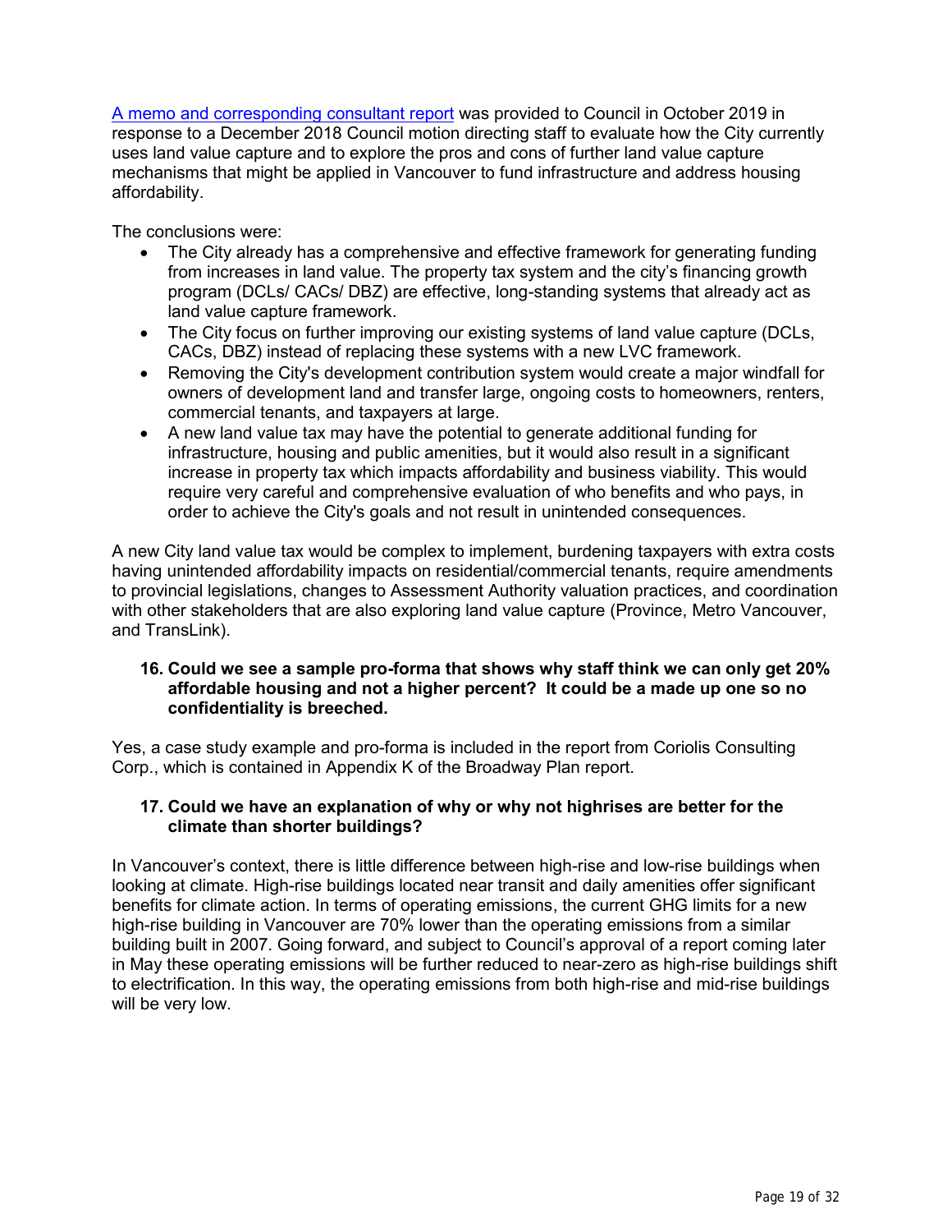A memo and corresponding consultant report was provided to Council in October 2019 in response to a December 2018 Council motion directing staff to evaluate how the City currently uses land value capture and to explore the pros and cons of further land value capture mechanisms that might be applied in Vancouver to fund infrastructure and address housing affordability.

The conclusions were:

- The City already has a comprehensive and effective framework for generating funding from increases in land value. The property tax system and the city's financing growth program (DCLs/ CACs/ DBZ) are effective, long-standing systems that already act as land value capture framework.
- The City focus on further improving our existing systems of land value capture (DCLs, CACs, DBZ) instead of replacing these systems with a new LVC framework.
- Removing the City's development contribution system would create a major windfall for owners of development land and transfer large, ongoing costs to homeowners, renters, commercial tenants, and taxpayers at large.
- A new land value tax may have the potential to generate additional funding for infrastructure, housing and public amenities, but it would also result in a significant increase in property tax which impacts affordability and business viability. This would require very careful and comprehensive evaluation of who benefits and who pays, in order to achieve the City's goals and not result in unintended consequences.

A new City land value tax would be complex to implement, burdening taxpayers with extra costs having unintended affordability impacts on residential/commercial tenants, require amendments to provincial legislations, changes to Assessment Authority valuation practices, and coordination with other stakeholders that are also exploring land value capture (Province, Metro Vancouver, and TransLink).

**16. Could we see a sample pro-forma that shows why staff think we can only get 20% affordable housing and not a higher percent? It could be a made up one so no confidentiality is breeched.**

Yes, a case study example and pro-forma is included in the report from Coriolis Consulting Corp., which is contained in Appendix K of the Broadway Plan report.

**17. Could we have an explanation of why or why not highrises are better for the climate than shorter buildings?**

In Vancouver's context, there is little difference between high-rise and low-rise buildings when looking at climate. High-rise buildings located near transit and daily amenities offer significant benefits for climate action. In terms of operating emissions, the current GHG limits for a new high-rise building in Vancouver are 70% lower than the operating emissions from a similar building built in 2007. Going forward, and subject to Council's approval of a report coming later in May these operating emissions will be further reduced to near-zero as high-rise buildings shift to electrification. In this way, the operating emissions from both high-rise and mid-rise buildings will be very low.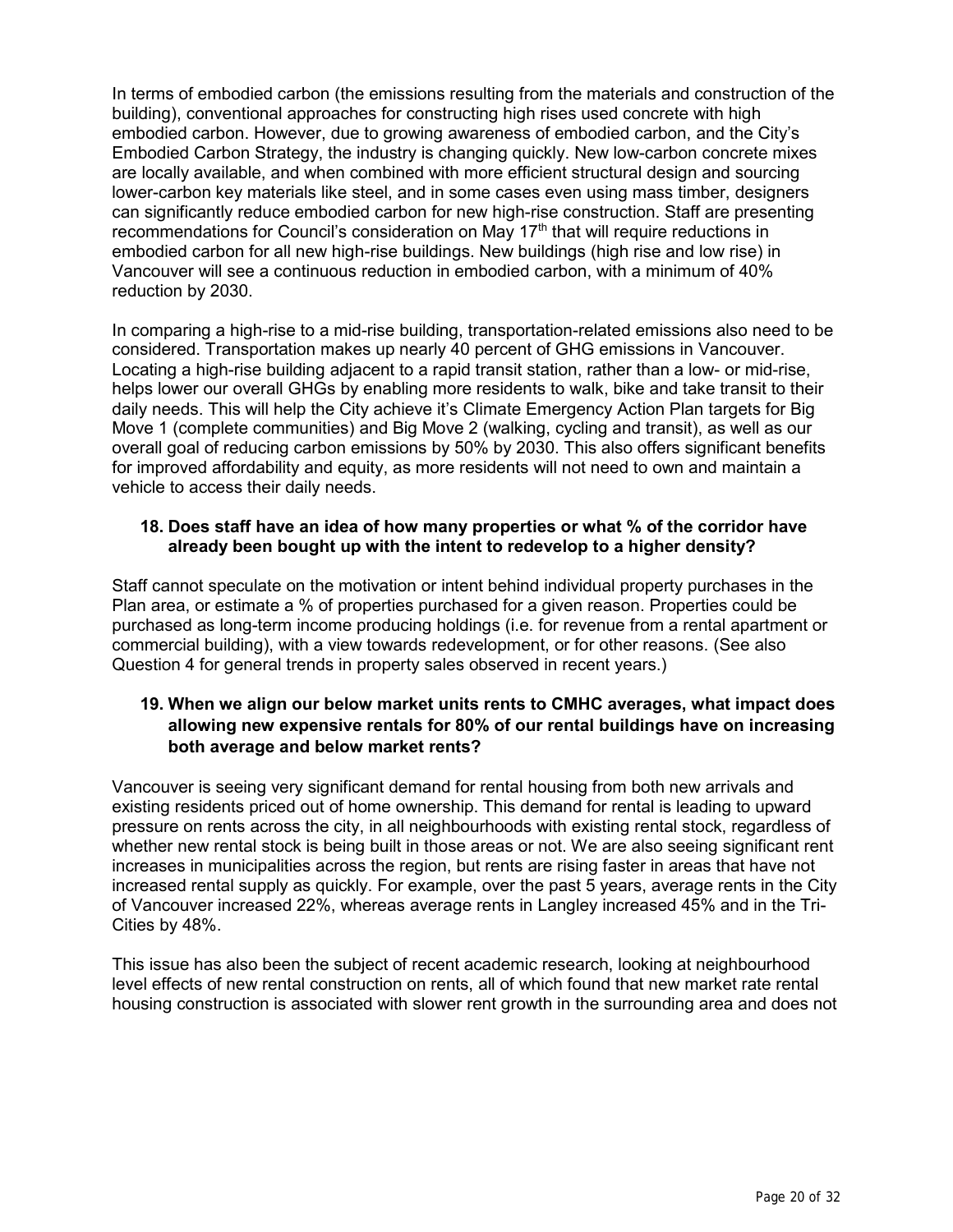In terms of embodied carbon (the emissions resulting from the materials and construction of the building), conventional approaches for constructing high rises used concrete with high embodied carbon. However, due to growing awareness of embodied carbon, and the City's Embodied Carbon Strategy, the industry is changing quickly. New low-carbon concrete mixes are locally available, and when combined with more efficient structural design and sourcing lower-carbon key materials like steel, and in some cases even using mass timber, designers can significantly reduce embodied carbon for new high-rise construction. Staff are presenting recommendations for Council's consideration on May 17th that will require reductions in embodied carbon for all new high-rise buildings. New buildings (high rise and low rise) in Vancouver will see a continuous reduction in embodied carbon, with a minimum of 40% reduction by 2030.

In comparing a high-rise to a mid-rise building, transportation-related emissions also need to be considered. Transportation makes up nearly 40 percent of GHG emissions in Vancouver. Locating a high-rise building adjacent to a rapid transit station, rather than a low- or mid-rise, helps lower our overall GHGs by enabling more residents to walk, bike and take transit to their daily needs. This will help the City achieve it's Climate Emergency Action Plan targets for Big Move 1 (complete communities) and Big Move 2 (walking, cycling and transit), as well as our overall goal of reducing carbon emissions by 50% by 2030. This also offers significant benefits for improved affordability and equity, as more residents will not need to own and maintain a vehicle to access their daily needs.

**18. Does staff have an idea of how many properties or what % of the corridor have already been bought up with the intent to redevelop to a higher density?**

Staff cannot speculate on the motivation or intent behind individual property purchases in the Plan area, or estimate a % of properties purchased for a given reason. Properties could be purchased as long-term income producing holdings (i.e. for revenue from a rental apartment or commercial building), with a view towards redevelopment, or for other reasons. (See also Question 4 for general trends in property sales observed in recent years.)

**19. When we align our below market units rents to CMHC averages, what impact does allowing new expensive rentals for 80% of our rental buildings have on increasing both average and below market rents?**

Vancouver is seeing very significant demand for rental housing from both new arrivals and existing residents priced out of home ownership. This demand for rental is leading to upward pressure on rents across the city, in all neighbourhoods with existing rental stock, regardless of whether new rental stock is being built in those areas or not. We are also seeing significant rent increases in municipalities across the region, but rents are rising faster in areas that have not increased rental supply as quickly. For example, over the past 5 years, average rents in the City of Vancouver increased 22%, whereas average rents in Langley increased 45% and in the Tri-Cities by 48%.

This issue has also been the subject of recent academic research, looking at neighbourhood level effects of new rental construction on rents, all of which found that new market rate rental housing construction is associated with slower rent growth in the surrounding area and does not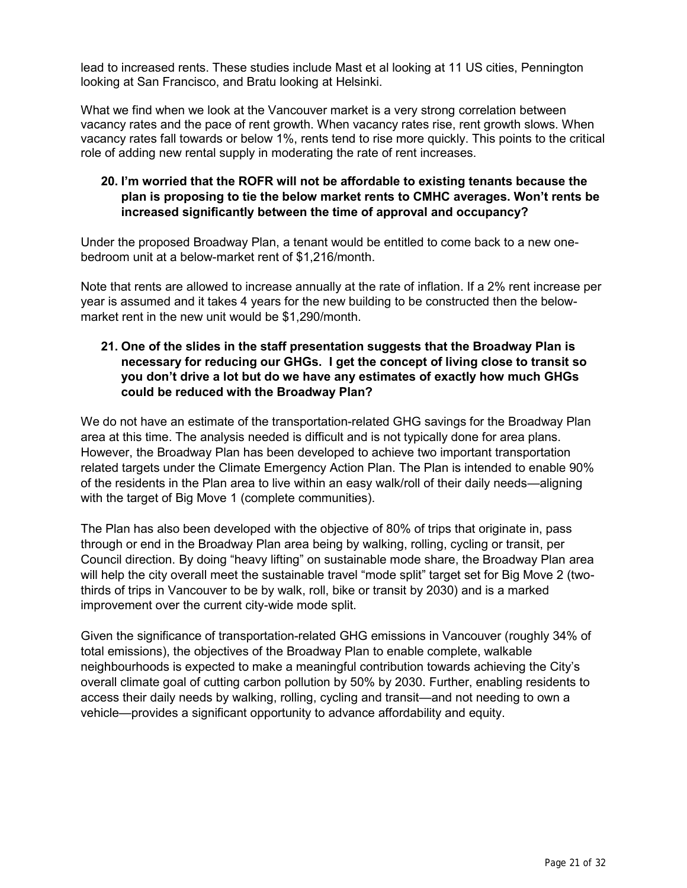lead to increased rents. These studies include Mast et al looking at 11 US cities, Pennington looking at San Francisco, and Bratu looking at Helsinki.

What we find when we look at the Vancouver market is a very strong correlation between vacancy rates and the pace of rent growth. When vacancy rates rise, rent growth slows. When vacancy rates fall towards or below 1%, rents tend to rise more quickly. This points to the critical role of adding new rental supply in moderating the rate of rent increases.

**20. I'm worried that the ROFR will not be affordable to existing tenants because the plan is proposing to tie the below market rents to CMHC averages. Won't rents be increased significantly between the time of approval and occupancy?**

Under the proposed Broadway Plan, a tenant would be entitled to come back to a new one-bedroom unit at a below-market rent of $1,216/month.

Note that rents are allowed to increase annually at the rate of inflation. If a 2% rent increase per year is assumed and it takes 4 years for the new building to be constructed then the below-market rent in the new unit would be $1,290/month.

**21. One of the slides in the staff presentation suggests that the Broadway Plan is necessary for reducing our GHGs. I get the concept of living close to transit so you don't drive a lot but do we have any estimates of exactly how much GHGs could be reduced with the Broadway Plan?**

We do not have an estimate of the transportation-related GHG savings for the Broadway Plan area at this time. The analysis needed is difficult and is not typically done for area plans. However, the Broadway Plan has been developed to achieve two important transportation related targets under the Climate Emergency Action Plan. The Plan is intended to enable 90% of the residents in the Plan area to live within an easy walk/roll of their daily needs—aligning with the target of Big Move 1 (complete communities).

The Plan has also been developed with the objective of 80% of trips that originate in, pass through or end in the Broadway Plan area being by walking, rolling, cycling or transit, per Council direction. By doing "heavy lifting" on sustainable mode share, the Broadway Plan area will help the city overall meet the sustainable travel "mode split" target set for Big Move 2 (two-thirds of trips in Vancouver to be by walk, roll, bike or transit by 2030) and is a marked improvement over the current city-wide mode split.

Given the significance of transportation-related GHG emissions in Vancouver (roughly 34% of total emissions), the objectives of the Broadway Plan to enable complete, walkable neighbourhoods is expected to make a meaningful contribution towards achieving the City's overall climate goal of cutting carbon pollution by 50% by 2030. Further, enabling residents to access their daily needs by walking, rolling, cycling and transit—and not needing to own a vehicle—provides a significant opportunity to advance affordability and equity.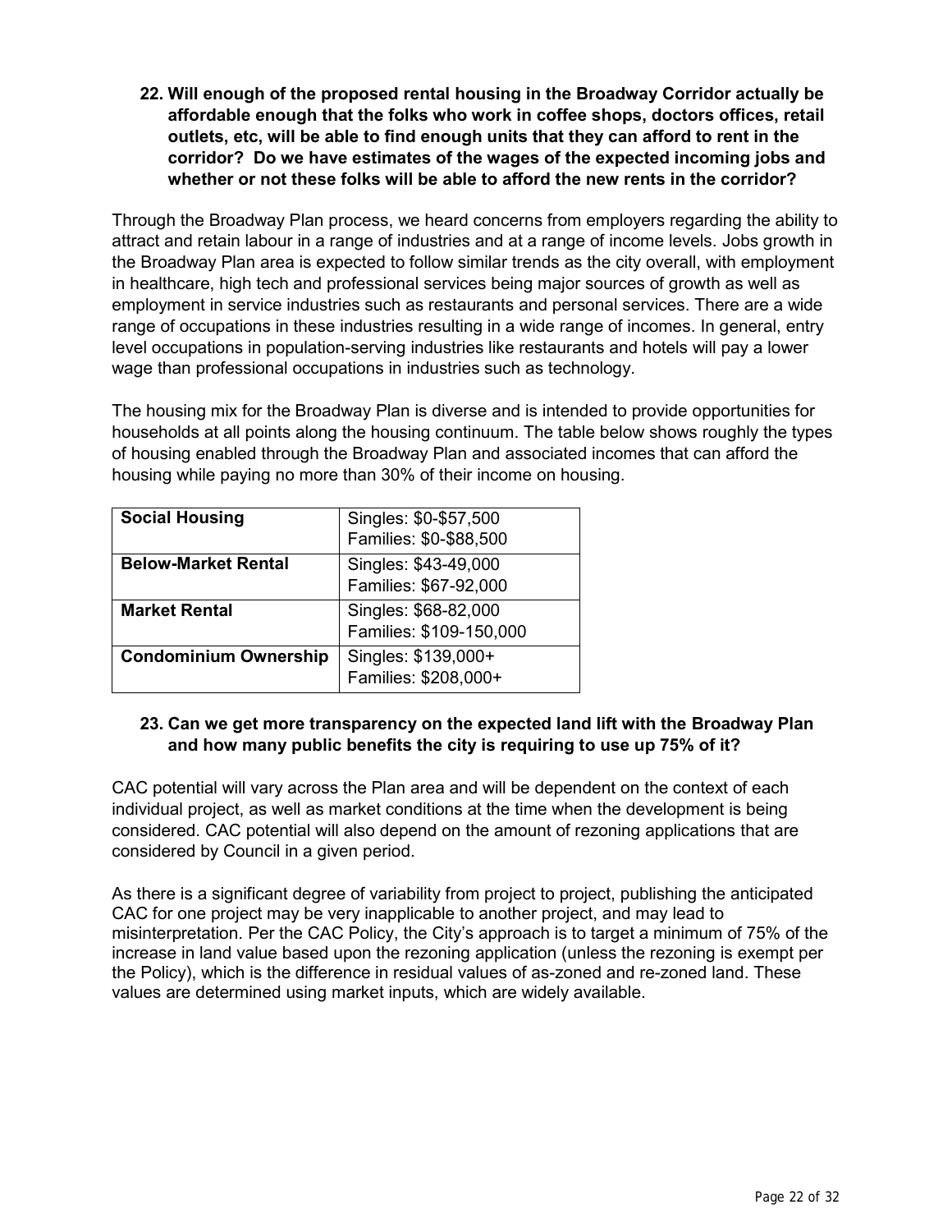**22. Will enough of the proposed rental housing in the Broadway Corridor actually be affordable enough that the folks who work in coffee shops, doctors offices, retail outlets, etc, will be able to find enough units that they can afford to rent in the corridor? Do we have estimates of the wages of the expected incoming jobs and whether or not these folks will be able to afford the new rents in the corridor?**

Through the Broadway Plan process, we heard concerns from employers regarding the ability to attract and retain labour in a range of industries and at a range of income levels. Jobs growth in the Broadway Plan area is expected to follow similar trends as the city overall, with employment in healthcare, high tech and professional services being major sources of growth as well as employment in service industries such as restaurants and personal services. There are a wide range of occupations in these industries resulting in a wide range of incomes. In general, entry level occupations in population-serving industries like restaurants and hotels will pay a lower wage than professional occupations in industries such as technology.

The housing mix for the Broadway Plan is diverse and is intended to provide opportunities for households at all points along the housing continuum. The table below shows roughly the types of housing enabled through the Broadway Plan and associated incomes that can afford the housing while paying no more than 30% of their income on housing.

| | |
|---|---|
| **Social Housing** | Singles: $0-$57,500<br>Families: $0-$88,500 |
| **Below-Market Rental** | Singles: $43-49,000<br>Families: $67-92,000 |
| **Market Rental** | Singles: $68-82,000<br>Families: $109-150,000 |
| **Condominium Ownership** | Singles: $139,000+<br>Families: $208,000+ |

**23. Can we get more transparency on the expected land lift with the Broadway Plan and how many public benefits the city is requiring to use up 75% of it?**

CAC potential will vary across the Plan area and will be dependent on the context of each individual project, as well as market conditions at the time when the development is being considered. CAC potential will also depend on the amount of rezoning applications that are considered by Council in a given period.

As there is a significant degree of variability from project to project, publishing the anticipated CAC for one project may be very inapplicable to another project, and may lead to misinterpretation. Per the CAC Policy, the City's approach is to target a minimum of 75% of the increase in land value based upon the rezoning application (unless the rezoning is exempt per the Policy), which is the difference in residual values of as-zoned and re-zoned land. These values are determined using market inputs, which are widely available.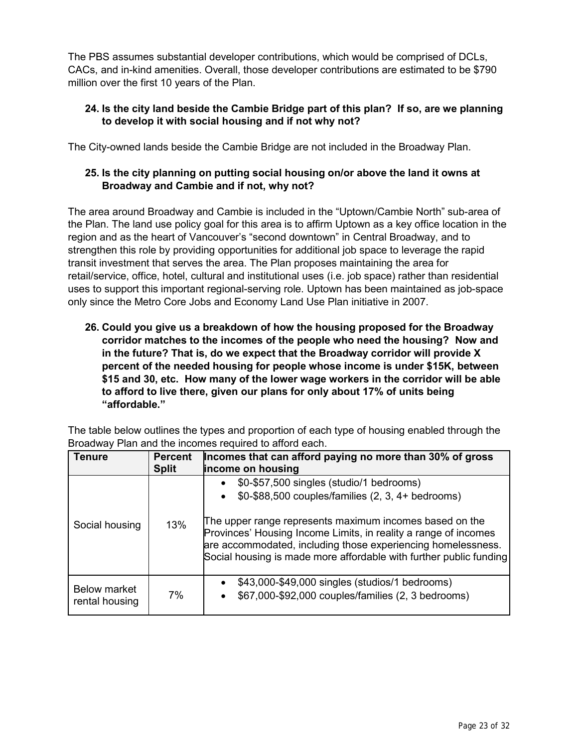The PBS assumes substantial developer contributions, which would be comprised of DCLs, CACs, and in-kind amenities. Overall, those developer contributions are estimated to be $790 million over the first 10 years of the Plan.

**24. Is the city land beside the Cambie Bridge part of this plan? If so, are we planning to develop it with social housing and if not why not?**

The City-owned lands beside the Cambie Bridge are not included in the Broadway Plan.

**25. Is the city planning on putting social housing on/or above the land it owns at Broadway and Cambie and if not, why not?**

The area around Broadway and Cambie is included in the "Uptown/Cambie North" sub-area of the Plan. The land use policy goal for this area is to affirm Uptown as a key office location in the region and as the heart of Vancouver's "second downtown" in Central Broadway, and to strengthen this role by providing opportunities for additional job space to leverage the rapid transit investment that serves the area. The Plan proposes maintaining the area for retail/service, office, hotel, cultural and institutional uses (i.e. job space) rather than residential uses to support this important regional-serving role. Uptown has been maintained as job-space only since the Metro Core Jobs and Economy Land Use Plan initiative in 2007.

**26. Could you give us a breakdown of how the housing proposed for the Broadway corridor matches to the incomes of the people who need the housing? Now and in the future? That is, do we expect that the Broadway corridor will provide X percent of the needed housing for people whose income is under $15K, between $15 and 30, etc. How many of the lower wage workers in the corridor will be able to afford to live there, given our plans for only about 17% of units being "affordable."**

The table below outlines the types and proportion of each type of housing enabled through the Broadway Plan and the incomes required to afford each.

| Tenure | Percent Split | Incomes that can afford paying no more than 30% of gross income on housing |
|---|---|---|
| Social housing | 13% | • $0-$57,500 singles (studio/1 bedrooms)<br>• $0-$88,500 couples/families (2, 3, 4+ bedrooms)<br><br>The upper range represents maximum incomes based on the Provinces' Housing Income Limits, in reality a range of incomes are accommodated, including those experiencing homelessness. Social housing is made more affordable with further public funding |
| Below market rental housing | 7% | • $43,000-$49,000 singles (studios/1 bedrooms)<br>• $67,000-$92,000 couples/families (2, 3 bedrooms) |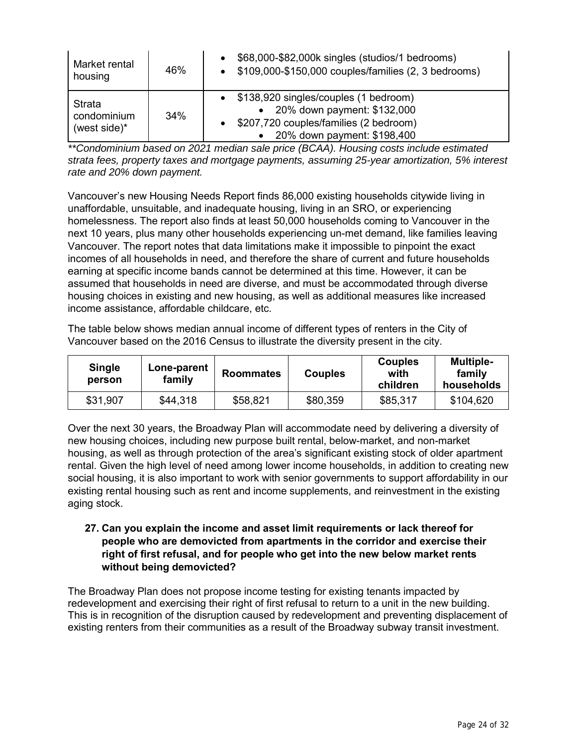| Market rental housing | 46% | • $68,000-$82,000k singles (studios/1 bedrooms)<br>• $109,000-$150,000 couples/families (2, 3 bedrooms) |
|---|---|---|
| Strata condominium (west side)* | 34% | • $138,920 singles/couples (1 bedroom)<br>  • 20% down payment: $132,000<br>• $207,720 couples/families (2 bedroom)<br>  • 20% down payment: $198,400 |

**Condominium based on 2021 median sale price (BCAA). Housing costs include estimated strata fees, property taxes and mortgage payments, assuming 25-year amortization, 5% interest rate and 20% down payment.*

Vancouver's new Housing Needs Report finds 86,000 existing households citywide living in unaffordable, unsuitable, and inadequate housing, living in an SRO, or experiencing homelessness. The report also finds at least 50,000 households coming to Vancouver in the next 10 years, plus many other households experiencing un-met demand, like families leaving Vancouver. The report notes that data limitations make it impossible to pinpoint the exact incomes of all households in need, and therefore the share of current and future households earning at specific income bands cannot be determined at this time. However, it can be assumed that households in need are diverse, and must be accommodated through diverse housing choices in existing and new housing, as well as additional measures like increased income assistance, affordable childcare, etc.

The table below shows median annual income of different types of renters in the City of Vancouver based on the 2016 Census to illustrate the diversity present in the city.

| Single person | Lone-parent family | Roommates | Couples | Couples with children | Multiple-family households |
|---|---|---|---|---|---|
| $31,907 | $44,318 | $58,821 | $80,359 | $85,317 | $104,620 |

Over the next 30 years, the Broadway Plan will accommodate need by delivering a diversity of new housing choices, including new purpose built rental, below-market, and non-market housing, as well as through protection of the area's significant existing stock of older apartment rental. Given the high level of need among lower income households, in addition to creating new social housing, it is also important to work with senior governments to support affordability in our existing rental housing such as rent and income supplements, and reinvestment in the existing aging stock.

**27. Can you explain the income and asset limit requirements or lack thereof for people who are democvicted from apartments in the corridor and exercise their right of first refusal, and for people who get into the new below market rents without being democvicted?**

The Broadway Plan does not propose income testing for existing tenants impacted by redevelopment and exercising their right of first refusal to return to a unit in the new building. This is in recognition of the disruption caused by redevelopment and preventing displacement of existing renters from their communities as a result of the Broadway subway transit investment.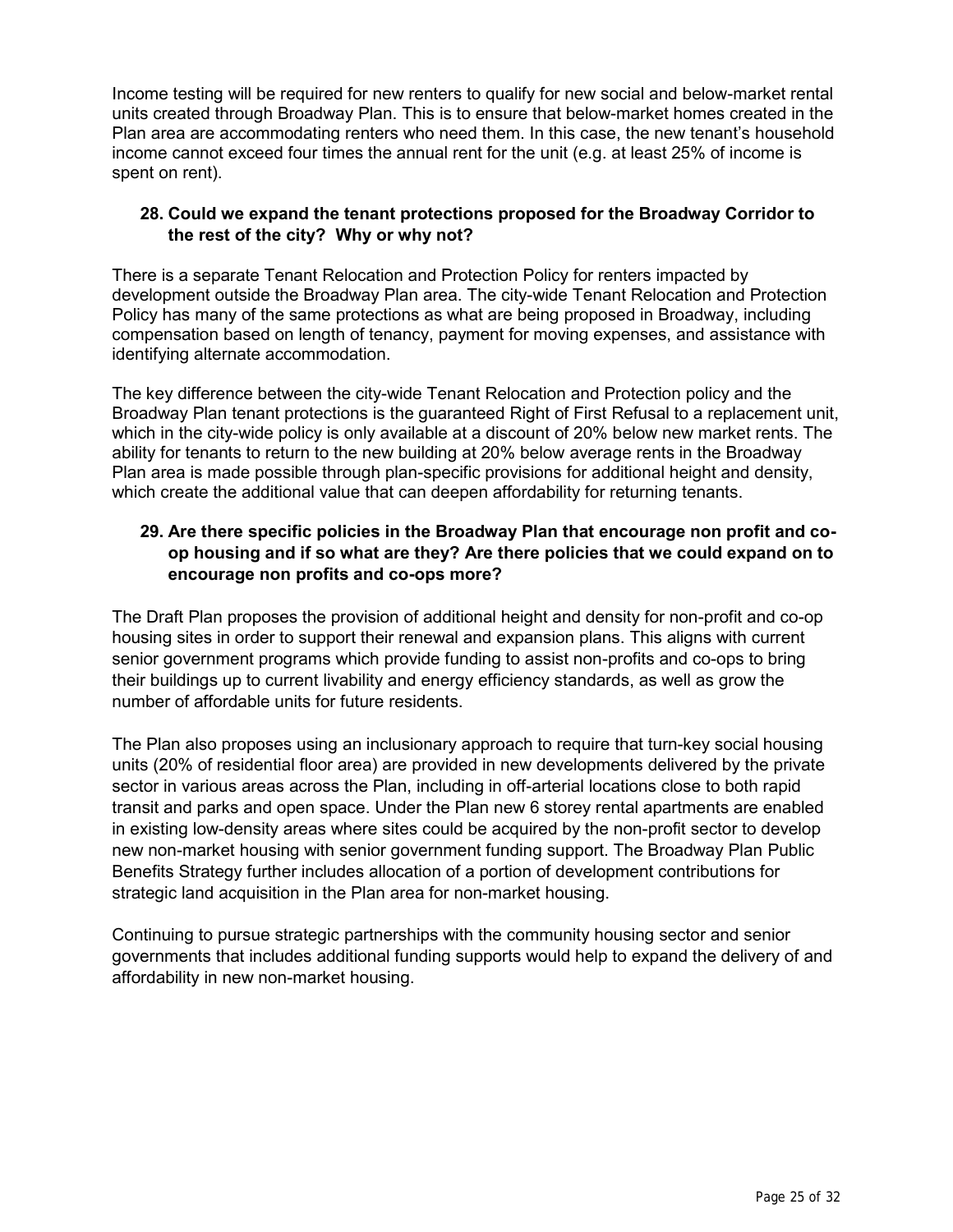Income testing will be required for new renters to qualify for new social and below-market rental units created through Broadway Plan. This is to ensure that below-market homes created in the Plan area are accommodating renters who need them. In this case, the new tenant's household income cannot exceed four times the annual rent for the unit (e.g. at least 25% of income is spent on rent).

**28. Could we expand the tenant protections proposed for the Broadway Corridor to the rest of the city? Why or why not?**

There is a separate Tenant Relocation and Protection Policy for renters impacted by development outside the Broadway Plan area. The city-wide Tenant Relocation and Protection Policy has many of the same protections as what are being proposed in Broadway, including compensation based on length of tenancy, payment for moving expenses, and assistance with identifying alternate accommodation.

The key difference between the city-wide Tenant Relocation and Protection policy and the Broadway Plan tenant protections is the guaranteed Right of First Refusal to a replacement unit, which in the city-wide policy is only available at a discount of 20% below new market rents. The ability for tenants to return to the new building at 20% below average rents in the Broadway Plan area is made possible through plan-specific provisions for additional height and density, which create the additional value that can deepen affordability for returning tenants.

**29. Are there specific policies in the Broadway Plan that encourage non profit and co-op housing and if so what are they? Are there policies that we could expand on to encourage non profits and co-ops more?**

The Draft Plan proposes the provision of additional height and density for non-profit and co-op housing sites in order to support their renewal and expansion plans. This aligns with current senior government programs which provide funding to assist non-profits and co-ops to bring their buildings up to current livability and energy efficiency standards, as well as grow the number of affordable units for future residents.

The Plan also proposes using an inclusionary approach to require that turn-key social housing units (20% of residential floor area) are provided in new developments delivered by the private sector in various areas across the Plan, including in off-arterial locations close to both rapid transit and parks and open space. Under the Plan new 6 storey rental apartments are enabled in existing low-density areas where sites could be acquired by the non-profit sector to develop new non-market housing with senior government funding support. The Broadway Plan Public Benefits Strategy further includes allocation of a portion of development contributions for strategic land acquisition in the Plan area for non-market housing.

Continuing to pursue strategic partnerships with the community housing sector and senior governments that includes additional funding supports would help to expand the delivery of and affordability in new non-market housing.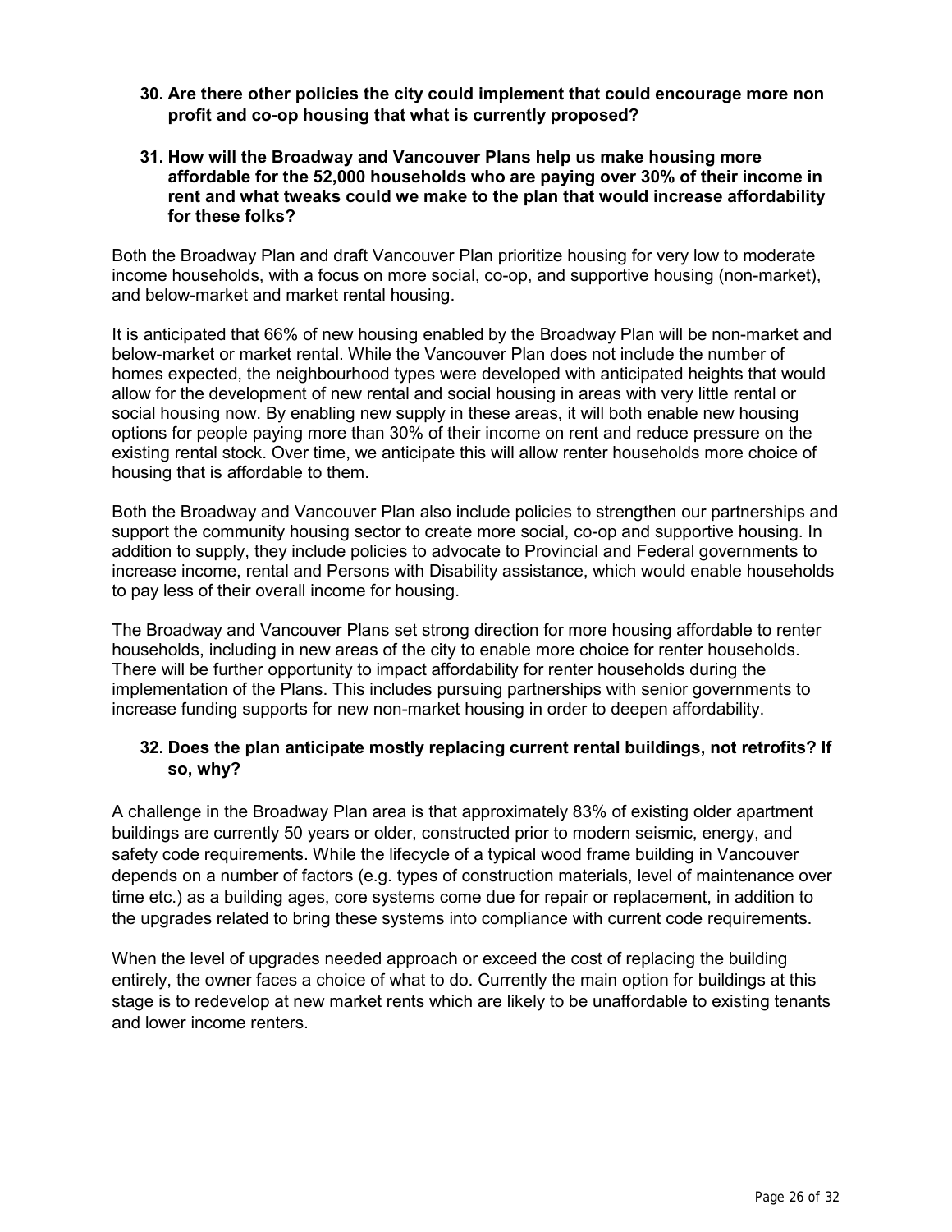**30. Are there other policies the city could implement that could encourage more non profit and co-op housing that what is currently proposed?**

**31. How will the Broadway and Vancouver Plans help us make housing more affordable for the 52,000 households who are paying over 30% of their income in rent and what tweaks could we make to the plan that would increase affordability for these folks?**

Both the Broadway Plan and draft Vancouver Plan prioritize housing for very low to moderate income households, with a focus on more social, co-op, and supportive housing (non-market), and below-market and market rental housing.

It is anticipated that 66% of new housing enabled by the Broadway Plan will be non-market and below-market or market rental. While the Vancouver Plan does not include the number of homes expected, the neighbourhood types were developed with anticipated heights that would allow for the development of new rental and social housing in areas with very little rental or social housing now. By enabling new supply in these areas, it will both enable new housing options for people paying more than 30% of their income on rent and reduce pressure on the existing rental stock. Over time, we anticipate this will allow renter households more choice of housing that is affordable to them.

Both the Broadway and Vancouver Plan also include policies to strengthen our partnerships and support the community housing sector to create more social, co-op and supportive housing. In addition to supply, they include policies to advocate to Provincial and Federal governments to increase income, rental and Persons with Disability assistance, which would enable households to pay less of their overall income for housing.

The Broadway and Vancouver Plans set strong direction for more housing affordable to renter households, including in new areas of the city to enable more choice for renter households. There will be further opportunity to impact affordability for renter households during the implementation of the Plans. This includes pursuing partnerships with senior governments to increase funding supports for new non-market housing in order to deepen affordability.

**32. Does the plan anticipate mostly replacing current rental buildings, not retrofits? If so, why?**

A challenge in the Broadway Plan area is that approximately 83% of existing older apartment buildings are currently 50 years or older, constructed prior to modern seismic, energy, and safety code requirements. While the lifecycle of a typical wood frame building in Vancouver depends on a number of factors (e.g. types of construction materials, level of maintenance over time etc.) as a building ages, core systems come due for repair or replacement, in addition to the upgrades related to bring these systems into compliance with current code requirements.

When the level of upgrades needed approach or exceed the cost of replacing the building entirely, the owner faces a choice of what to do. Currently the main option for buildings at this stage is to redevelop at new market rents which are likely to be unaffordable to existing tenants and lower income renters.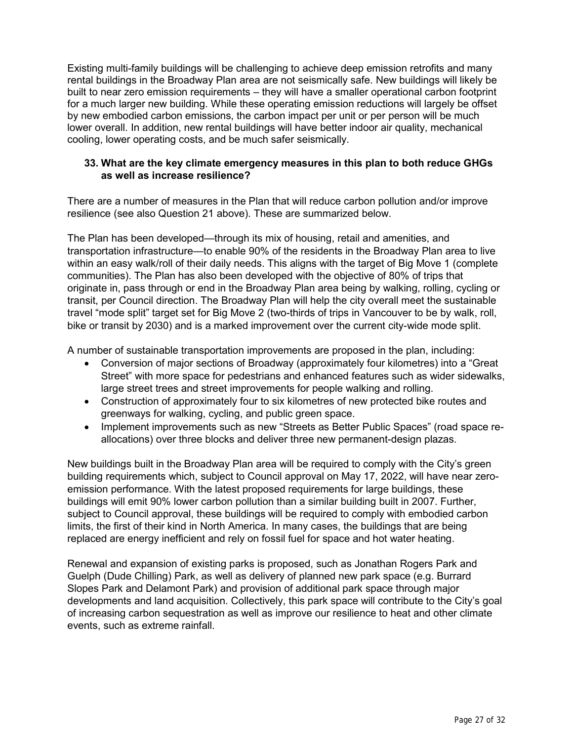Existing multi-family buildings will be challenging to achieve deep emission retrofits and many rental buildings in the Broadway Plan area are not seismically safe. New buildings will likely be built to near zero emission requirements – they will have a smaller operational carbon footprint for a much larger new building. While these operating emission reductions will largely be offset by new embodied carbon emissions, the carbon impact per unit or per person will be much lower overall. In addition, new rental buildings will have better indoor air quality, mechanical cooling, lower operating costs, and be much safer seismically.

**33. What are the key climate emergency measures in this plan to both reduce GHGs as well as increase resilience?**

There are a number of measures in the Plan that will reduce carbon pollution and/or improve resilience (see also Question 21 above). These are summarized below.

The Plan has been developed—through its mix of housing, retail and amenities, and transportation infrastructure—to enable 90% of the residents in the Broadway Plan area to live within an easy walk/roll of their daily needs. This aligns with the target of Big Move 1 (complete communities). The Plan has also been developed with the objective of 80% of trips that originate in, pass through or end in the Broadway Plan area being by walking, rolling, cycling or transit, per Council direction. The Broadway Plan will help the city overall meet the sustainable travel "mode split" target set for Big Move 2 (two-thirds of trips in Vancouver to be by walk, roll, bike or transit by 2030) and is a marked improvement over the current city-wide mode split.

A number of sustainable transportation improvements are proposed in the plan, including:

- Conversion of major sections of Broadway (approximately four kilometres) into a "Great Street" with more space for pedestrians and enhanced features such as wider sidewalks, large street trees and street improvements for people walking and rolling.
- Construction of approximately four to six kilometres of new protected bike routes and greenways for walking, cycling, and public green space.
- Implement improvements such as new "Streets as Better Public Spaces" (road space re-allocations) over three blocks and deliver three new permanent-design plazas.

New buildings built in the Broadway Plan area will be required to comply with the City's green building requirements which, subject to Council approval on May 17, 2022, will have near zero-emission performance. With the latest proposed requirements for large buildings, these buildings will emit 90% lower carbon pollution than a similar building built in 2007. Further, subject to Council approval, these buildings will be required to comply with embodied carbon limits, the first of their kind in North America. In many cases, the buildings that are being replaced are energy inefficient and rely on fossil fuel for space and hot water heating.

Renewal and expansion of existing parks is proposed, such as Jonathan Rogers Park and Guelph (Dude Chilling) Park, as well as delivery of planned new park space (e.g. Burrard Slopes Park and Delamont Park) and provision of additional park space through major developments and land acquisition. Collectively, this park space will contribute to the City's goal of increasing carbon sequestration as well as improve our resilience to heat and other climate events, such as extreme rainfall.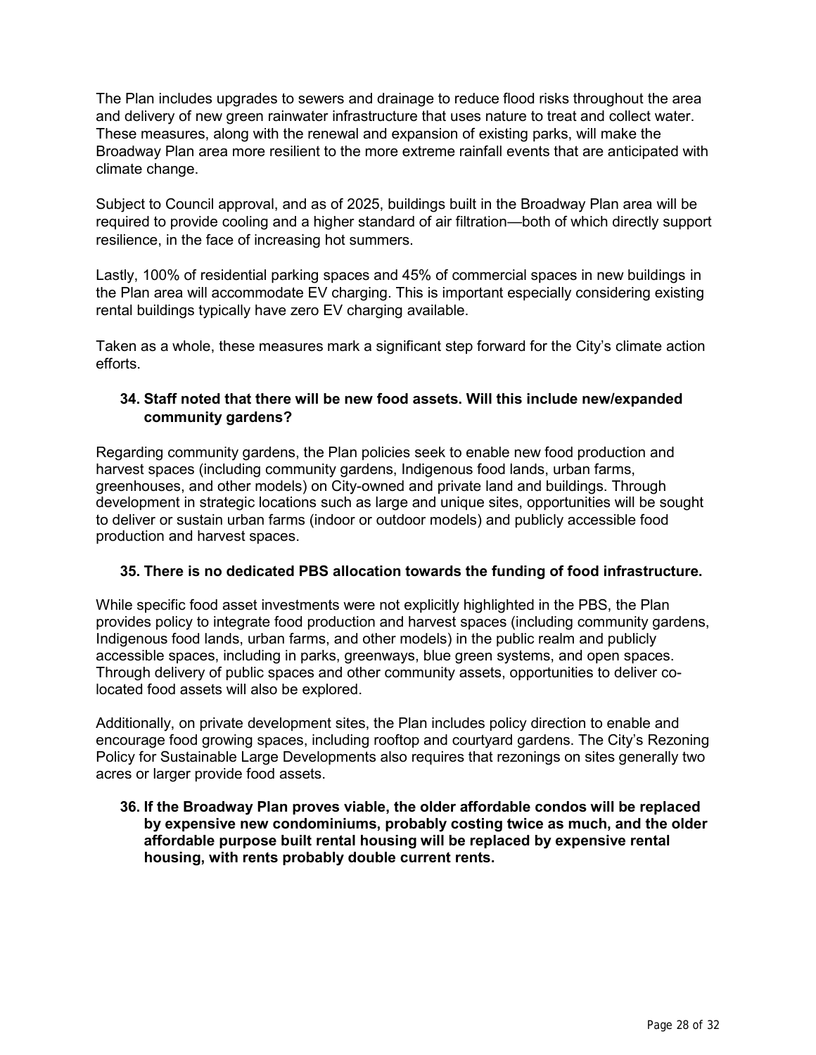The Plan includes upgrades to sewers and drainage to reduce flood risks throughout the area and delivery of new green rainwater infrastructure that uses nature to treat and collect water. These measures, along with the renewal and expansion of existing parks, will make the Broadway Plan area more resilient to the more extreme rainfall events that are anticipated with climate change.

Subject to Council approval, and as of 2025, buildings built in the Broadway Plan area will be required to provide cooling and a higher standard of air filtration—both of which directly support resilience, in the face of increasing hot summers.

Lastly, 100% of residential parking spaces and 45% of commercial spaces in new buildings in the Plan area will accommodate EV charging. This is important especially considering existing rental buildings typically have zero EV charging available.

Taken as a whole, these measures mark a significant step forward for the City's climate action efforts.

**34. Staff noted that there will be new food assets. Will this include new/expanded community gardens?**

Regarding community gardens, the Plan policies seek to enable new food production and harvest spaces (including community gardens, Indigenous food lands, urban farms, greenhouses, and other models) on City-owned and private land and buildings. Through development in strategic locations such as large and unique sites, opportunities will be sought to deliver or sustain urban farms (indoor or outdoor models) and publicly accessible food production and harvest spaces.

**35. There is no dedicated PBS allocation towards the funding of food infrastructure.**

While specific food asset investments were not explicitly highlighted in the PBS, the Plan provides policy to integrate food production and harvest spaces (including community gardens, Indigenous food lands, urban farms, and other models) in the public realm and publicly accessible spaces, including in parks, greenways, blue green systems, and open spaces. Through delivery of public spaces and other community assets, opportunities to deliver co-located food assets will also be explored.

Additionally, on private development sites, the Plan includes policy direction to enable and encourage food growing spaces, including rooftop and courtyard gardens. The City's Rezoning Policy for Sustainable Large Developments also requires that rezonings on sites generally two acres or larger provide food assets.

**36. If the Broadway Plan proves viable, the older affordable condos will be replaced by expensive new condominiums, probably costing twice as much, and the older affordable purpose built rental housing will be replaced by expensive rental housing, with rents probably double current rents.**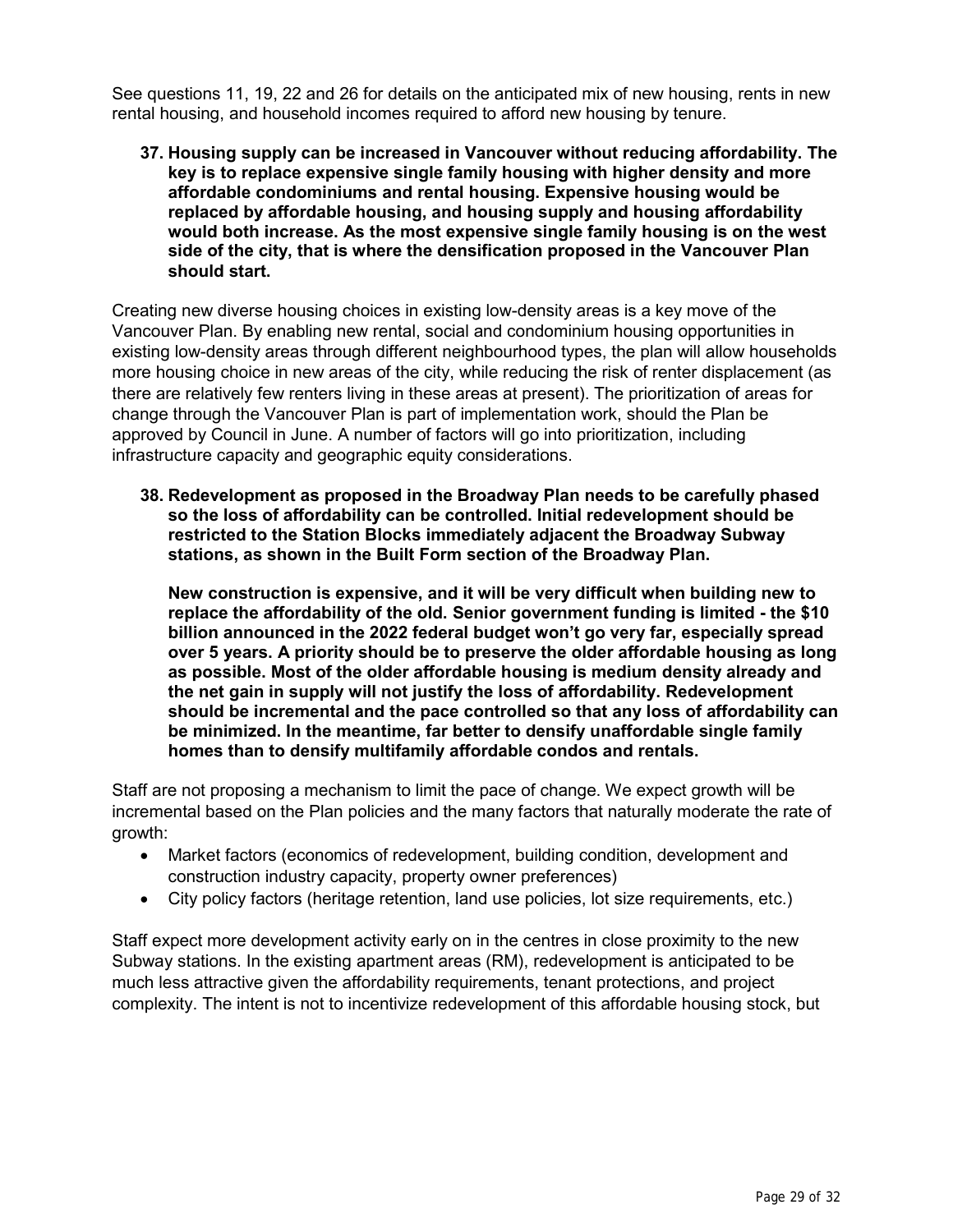See questions 11, 19, 22 and 26 for details on the anticipated mix of new housing, rents in new rental housing, and household incomes required to afford new housing by tenure.

**37. Housing supply can be increased in Vancouver without reducing affordability. The key is to replace expensive single family housing with higher density and more affordable condominiums and rental housing. Expensive housing would be replaced by affordable housing, and housing supply and housing affordability would both increase. As the most expensive single family housing is on the west side of the city, that is where the densification proposed in the Vancouver Plan should start.**

Creating new diverse housing choices in existing low-density areas is a key move of the Vancouver Plan. By enabling new rental, social and condominium housing opportunities in existing low-density areas through different neighbourhood types, the plan will allow households more housing choice in new areas of the city, while reducing the risk of renter displacement (as there are relatively few renters living in these areas at present). The prioritization of areas for change through the Vancouver Plan is part of implementation work, should the Plan be approved by Council in June. A number of factors will go into prioritization, including infrastructure capacity and geographic equity considerations.

**38. Redevelopment as proposed in the Broadway Plan needs to be carefully phased so the loss of affordability can be controlled. Initial redevelopment should be restricted to the Station Blocks immediately adjacent the Broadway Subway stations, as shown in the Built Form section of the Broadway Plan.**

**New construction is expensive, and it will be very difficult when building new to replace the affordability of the old. Senior government funding is limited - the $10 billion announced in the 2022 federal budget won't go very far, especially spread over 5 years. A priority should be to preserve the older affordable housing as long as possible. Most of the older affordable housing is medium density already and the net gain in supply will not justify the loss of affordability. Redevelopment should be incremental and the pace controlled so that any loss of affordability can be minimized. In the meantime, far better to densify unaffordable single family homes than to densify multifamily affordable condos and rentals.**

Staff are not proposing a mechanism to limit the pace of change. We expect growth will be incremental based on the Plan policies and the many factors that naturally moderate the rate of growth:

- Market factors (economics of redevelopment, building condition, development and construction industry capacity, property owner preferences)
- City policy factors (heritage retention, land use policies, lot size requirements, etc.)

Staff expect more development activity early on in the centres in close proximity to the new Subway stations. In the existing apartment areas (RM), redevelopment is anticipated to be much less attractive given the affordability requirements, tenant protections, and project complexity. The intent is not to incentivize redevelopment of this affordable housing stock, but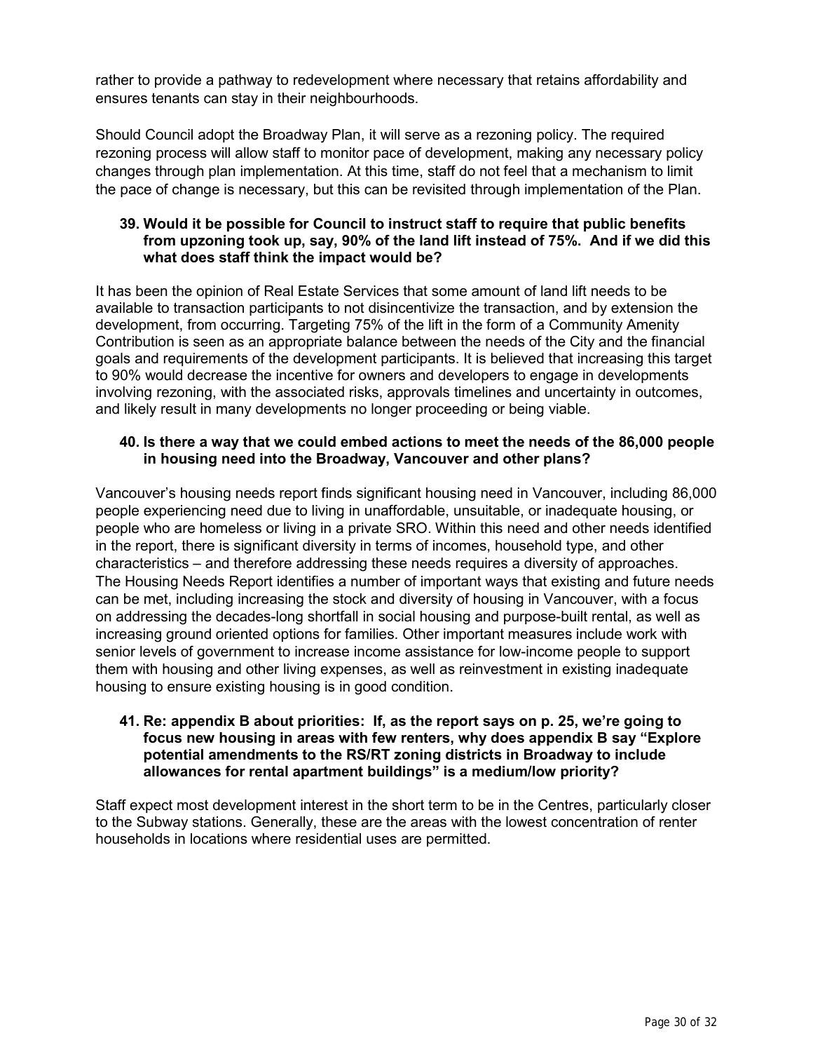rather to provide a pathway to redevelopment where necessary that retains affordability and ensures tenants can stay in their neighbourhoods.

Should Council adopt the Broadway Plan, it will serve as a rezoning policy. The required rezoning process will allow staff to monitor pace of development, making any necessary policy changes through plan implementation. At this time, staff do not feel that a mechanism to limit the pace of change is necessary, but this can be revisited through implementation of the Plan.

**39. Would it be possible for Council to instruct staff to require that public benefits from upzoning took up, say, 90% of the land lift instead of 75%. And if we did this what does staff think the impact would be?**

It has been the opinion of Real Estate Services that some amount of land lift needs to be available to transaction participants to not disincentivize the transaction, and by extension the development, from occurring. Targeting 75% of the lift in the form of a Community Amenity Contribution is seen as an appropriate balance between the needs of the City and the financial goals and requirements of the development participants. It is believed that increasing this target to 90% would decrease the incentive for owners and developers to engage in developments involving rezoning, with the associated risks, approvals timelines and uncertainty in outcomes, and likely result in many developments no longer proceeding or being viable.

**40. Is there a way that we could embed actions to meet the needs of the 86,000 people in housing need into the Broadway, Vancouver and other plans?**

Vancouver's housing needs report finds significant housing need in Vancouver, including 86,000 people experiencing need due to living in unaffordable, unsuitable, or inadequate housing, or people who are homeless or living in a private SRO. Within this need and other needs identified in the report, there is significant diversity in terms of incomes, household type, and other characteristics – and therefore addressing these needs requires a diversity of approaches. The Housing Needs Report identifies a number of important ways that existing and future needs can be met, including increasing the stock and diversity of housing in Vancouver, with a focus on addressing the decades-long shortfall in social housing and purpose-built rental, as well as increasing ground oriented options for families. Other important measures include work with senior levels of government to increase income assistance for low-income people to support them with housing and other living expenses, as well as reinvestment in existing inadequate housing to ensure existing housing is in good condition.

**41. Re: appendix B about priorities: If, as the report says on p. 25, we're going to focus new housing in areas with few renters, why does appendix B say "Explore potential amendments to the RS/RT zoning districts in Broadway to include allowances for rental apartment buildings" is a medium/low priority?**

Staff expect most development interest in the short term to be in the Centres, particularly closer to the Subway stations. Generally, these are the areas with the lowest concentration of renter households in locations where residential uses are permitted.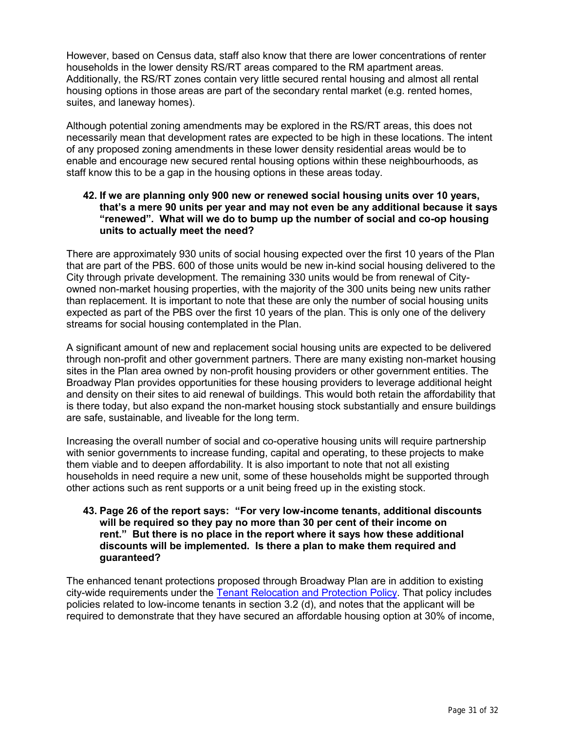However, based on Census data, staff also know that there are lower concentrations of renter households in the lower density RS/RT areas compared to the RM apartment areas. Additionally, the RS/RT zones contain very little secured rental housing and almost all rental housing options in those areas are part of the secondary rental market (e.g. rented homes, suites, and laneway homes).

Although potential zoning amendments may be explored in the RS/RT areas, this does not necessarily mean that development rates are expected to be high in these locations. The intent of any proposed zoning amendments in these lower density residential areas would be to enable and encourage new secured rental housing options within these neighbourhoods, as staff know this to be a gap in the housing options in these areas today.

**42. If we are planning only 900 new or renewed social housing units over 10 years, that's a mere 90 units per year and may not even be any additional because it says "renewed". What will we do to bump up the number of social and co-op housing units to actually meet the need?**

There are approximately 930 units of social housing expected over the first 10 years of the Plan that are part of the PBS. 600 of those units would be new in-kind social housing delivered to the City through private development. The remaining 330 units would be from renewal of City-owned non-market housing properties, with the majority of the 300 units being new units rather than replacement. It is important to note that these are only the number of social housing units expected as part of the PBS over the first 10 years of the plan. This is only one of the delivery streams for social housing contemplated in the Plan.

A significant amount of new and replacement social housing units are expected to be delivered through non-profit and other government partners. There are many existing non-market housing sites in the Plan area owned by non-profit housing providers or other government entities. The Broadway Plan provides opportunities for these housing providers to leverage additional height and density on their sites to aid renewal of buildings. This would both retain the affordability that is there today, but also expand the non-market housing stock substantially and ensure buildings are safe, sustainable, and liveable for the long term.

Increasing the overall number of social and co-operative housing units will require partnership with senior governments to increase funding, capital and operating, to these projects to make them viable and to deepen affordability. It is also important to note that not all existing households in need require a new unit, some of these households might be supported through other actions such as rent supports or a unit being freed up in the existing stock.

**43. Page 26 of the report says: "For very low-income tenants, additional discounts will be required so they pay no more than 30 per cent of their income on rent." But there is no place in the report where it says how these additional discounts will be implemented. Is there a plan to make them required and guaranteed?**

The enhanced tenant protections proposed through Broadway Plan are in addition to existing city-wide requirements under the Tenant Relocation and Protection Policy. That policy includes policies related to low-income tenants in section 3.2 (d), and notes that the applicant will be required to demonstrate that they have secured an affordable housing option at 30% of income,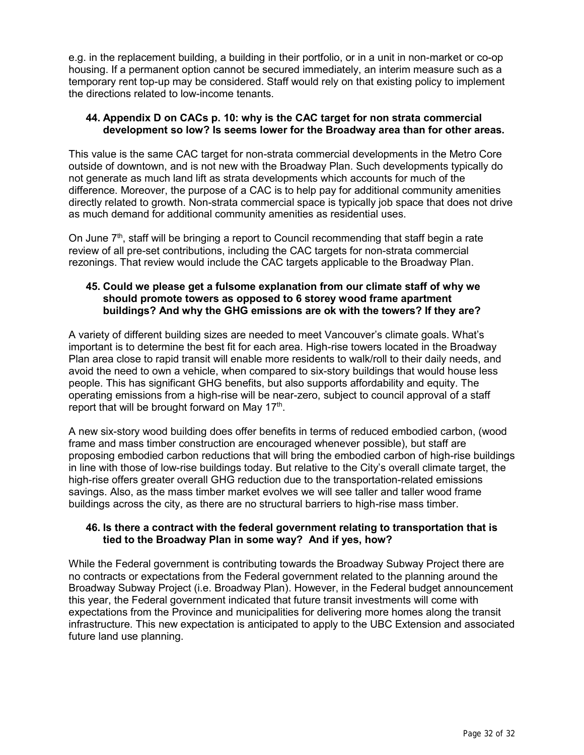e.g. in the replacement building, a building in their portfolio, or in a unit in non-market or co-op housing. If a permanent option cannot be secured immediately, an interim measure such as a temporary rent top-up may be considered. Staff would rely on that existing policy to implement the directions related to low-income tenants.

**44. Appendix D on CACs p. 10: why is the CAC target for non strata commercial development so low? Is seems lower for the Broadway area than for other areas.**

This value is the same CAC target for non-strata commercial developments in the Metro Core outside of downtown, and is not new with the Broadway Plan. Such developments typically do not generate as much land lift as strata developments which accounts for much of the difference. Moreover, the purpose of a CAC is to help pay for additional community amenities directly related to growth. Non-strata commercial space is typically job space that does not drive as much demand for additional community amenities as residential uses.

On June 7th, staff will be bringing a report to Council recommending that staff begin a rate review of all pre-set contributions, including the CAC targets for non-strata commercial rezonings. That review would include the CAC targets applicable to the Broadway Plan.

**45. Could we please get a fulsome explanation from our climate staff of why we should promote towers as opposed to 6 storey wood frame apartment buildings? And why the GHG emissions are ok with the towers? If they are?**

A variety of different building sizes are needed to meet Vancouver's climate goals. What's important is to determine the best fit for each area. High-rise towers located in the Broadway Plan area close to rapid transit will enable more residents to walk/roll to their daily needs, and avoid the need to own a vehicle, when compared to six-story buildings that would house less people. This has significant GHG benefits, but also supports affordability and equity. The operating emissions from a high-rise will be near-zero, subject to council approval of a staff report that will be brought forward on May 17th.

A new six-story wood building does offer benefits in terms of reduced embodied carbon, (wood frame and mass timber construction are encouraged whenever possible), but staff are proposing embodied carbon reductions that will bring the embodied carbon of high-rise buildings in line with those of low-rise buildings today. But relative to the City's overall climate target, the high-rise offers greater overall GHG reduction due to the transportation-related emissions savings. Also, as the mass timber market evolves we will see taller and taller wood frame buildings across the city, as there are no structural barriers to high-rise mass timber.

**46. Is there a contract with the federal government relating to transportation that is tied to the Broadway Plan in some way? And if yes, how?**

While the Federal government is contributing towards the Broadway Subway Project there are no contracts or expectations from the Federal government related to the planning around the Broadway Subway Project (i.e. Broadway Plan). However, in the Federal budget announcement this year, the Federal government indicated that future transit investments will come with expectations from the Province and municipalities for delivering more homes along the transit infrastructure. This new expectation is anticipated to apply to the UBC Extension and associated future land use planning.